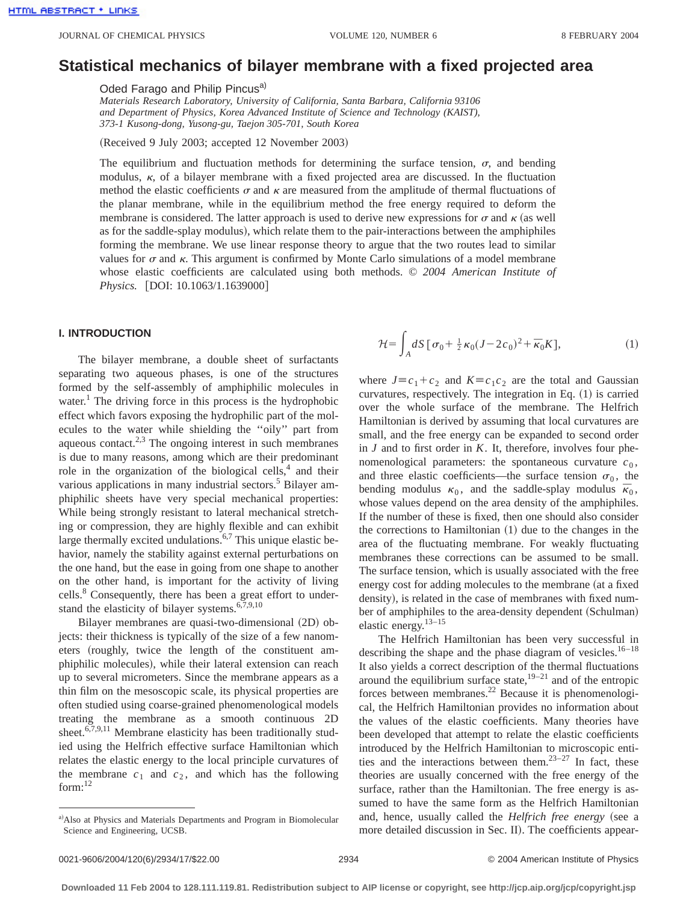# Statistical mechanics of bilayer membrane with a fixed projected area

Oded Farago and Philip Pincus[a]

*Materials Research Laboratory, University of California, Santa Barbara, California 93106 and Department of Physics, Korea Advanced Institute of Science and Technology (KAIST), 373-1 Kusong-dong, Yusong-gu, Taejon 305-701, South Korea*

(Received 9 July 2003; accepted 12 November 2003)

The equilibrium and fluctuation methods for determining the surface tension, $\sigma$, and bending modulus, $\kappa$, of a bilayer membrane with a fixed projected area are discussed. In the fluctuation method the elastic coefficients $\sigma$ and $\kappa$ are measured from the amplitude of thermal fluctuations of the planar membrane, while in the equilibrium method the free energy required to deform the membrane is considered. The latter approach is used to derive new expressions for $\sigma$ and $\kappa$ (as well as for the saddle-splay modulus), which relate them to the pair-interactions between the amphiphiles forming the membrane. We use linear response theory to argue that the two routes lead to similar values for $\sigma$ and $\kappa$. This argument is confirmed by Monte Carlo simulations of a model membrane whose elastic coefficients are calculated using both methods. © *2004 American Institute of Physics.* [DOI: 10.1063/1.1639000]

## I. INTRODUCTION

The bilayer membrane, a double sheet of surfactants separating two aqueous phases, is one of the structures formed by the self-assembly of amphiphilic molecules in water.[1] The driving force in this process is the hydrophobic effect which favors exposing the hydrophilic part of the molecules to the water while shielding the "oily" part from aqueous contact.[2,3] The ongoing interest in such membranes is due to many reasons, among which are their predominant role in the organization of the biological cells,[4] and their various applications in many industrial sectors.[5] Bilayer amphiphilic sheets have very special mechanical properties: While being strongly resistant to lateral mechanical stretching or compression, they are highly flexible and can exhibit large thermally excited undulations.[6,7] This unique elastic behavior, namely the stability against external perturbations on the one hand, but the ease in going from one shape to another on the other hand, is important for the activity of living cells.[8] Consequently, there has been a great effort to understand the elasticity of bilayer systems.[6,7,9,10]

Bilayer membranes are quasi-two-dimensional (2D) objects: their thickness is typically of the size of a few nanometers (roughly, twice the length of the constituent amphiphilic molecules), while their lateral extension can reach up to several micrometers. Since the membrane appears as a thin film on the mesoscopic scale, its physical properties are often studied using coarse-grained phenomenological models treating the membrane as a smooth continuous 2D sheet.[6,7,9,11] Membrane elasticity has been traditionally studied using the Helfrich effective surface Hamiltonian which relates the elastic energy to the local principle curvatures of the membrane $c_1$ and $c_2$, and which has the following form:[12]

$$\mathcal{H}=\int_A dS\,[\sigma_0+\tfrac{1}{2}\kappa_0(J-2c_0)^2+\bar{\kappa}_0 K],\tag{1}$$

where $J\equiv c_1+c_2$ and $K\equiv c_1c_2$ are the total and Gaussian curvatures, respectively. The integration in Eq. (1) is carried over the whole surface of the membrane. The Helfrich Hamiltonian is derived by assuming that local curvatures are small, and the free energy can be expanded to second order in $J$ and to first order in $K$. It, therefore, involves four phenomenological parameters: the spontaneous curvature $c_0$, and three elastic coefficients—the surface tension $\sigma_0$, the bending modulus $\kappa_0$, and the saddle-splay modulus $\bar{\kappa}_0$, whose values depend on the area density of the amphiphiles. If the number of these is fixed, then one should also consider the corrections to Hamiltonian (1) due to the changes in the area of the fluctuating membrane. For weakly fluctuating membranes these corrections can be assumed to be small. The surface tension, which is usually associated with the free energy cost for adding molecules to the membrane (at a fixed density), is related in the case of membranes with fixed number of amphiphiles to the area-density dependent (Schulman) elastic energy.[13–15]

The Helfrich Hamiltonian has been very successful in describing the shape and the phase diagram of vesicles.[16–18] It also yields a correct description of the thermal fluctuations around the equilibrium surface state,[19–21] and of the entropic forces between membranes.[22] Because it is phenomenological, the Helfrich Hamiltonian provides no information about the values of the elastic coefficients. Many theories have been developed that attempt to relate the elastic coefficients introduced by the Helfrich Hamiltonian to microscopic entities and the interactions between them.[23–27] In fact, these theories are usually concerned with the free energy of the surface, rather than the Hamiltonian. The free energy is assumed to have the same form as the Helfrich Hamiltonian and, hence, usually called the *Helfrich free energy* (see a more detailed discussion in Sec. II). The coefficients appear-

[a] Also at Physics and Materials Departments and Program in Biomolecular Science and Engineering, UCSB.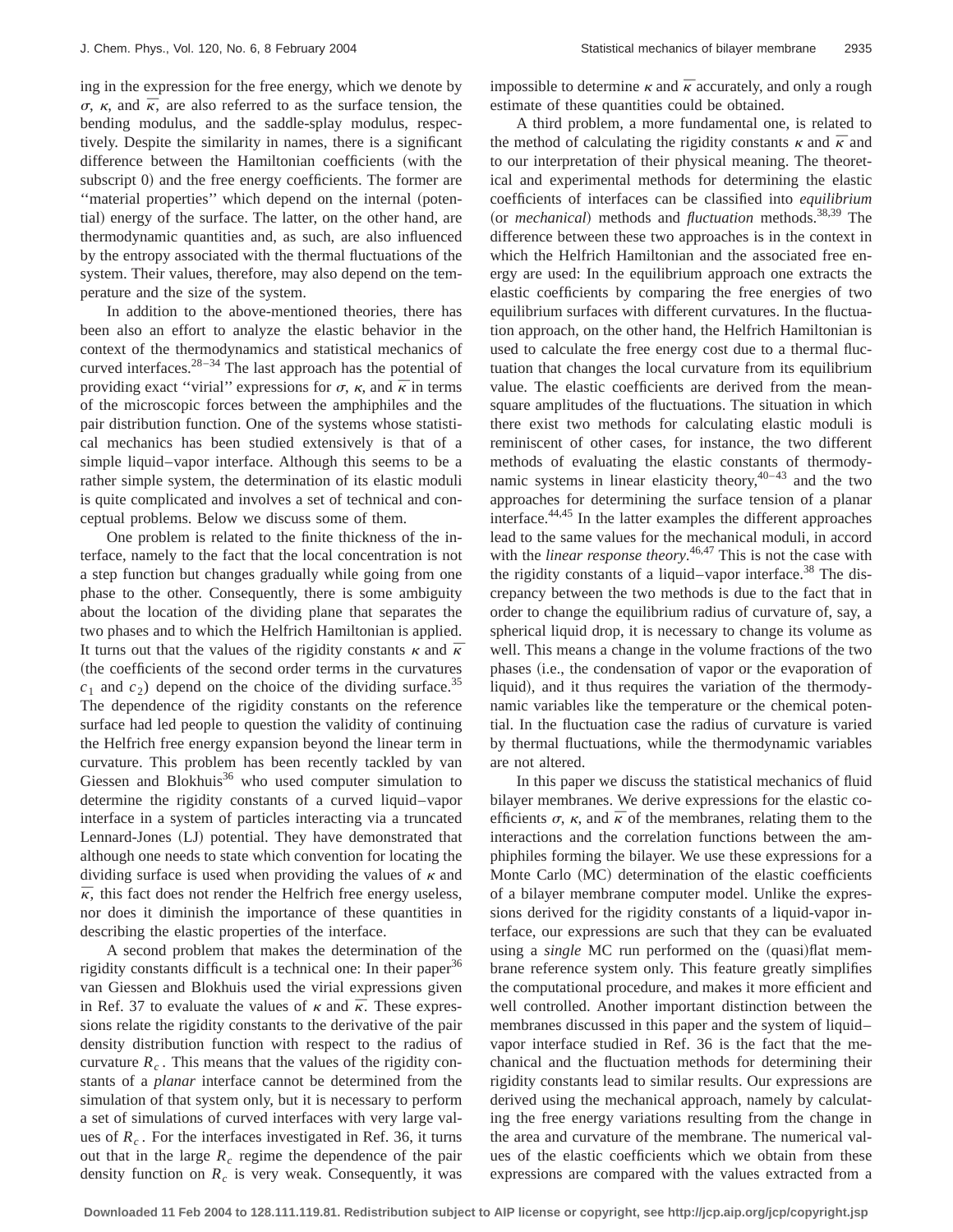ing in the expression for the free energy, which we denote by $\sigma$, $\kappa$, and $\bar{\kappa}$, are also referred to as the surface tension, the bending modulus, and the saddle-splay modulus, respectively. Despite the similarity in names, there is a significant difference between the Hamiltonian coefficients (with the subscript 0) and the free energy coefficients. The former are "material properties" which depend on the internal (potential) energy of the surface. The latter, on the other hand, are thermodynamic quantities and, as such, are also influenced by the entropy associated with the thermal fluctuations of the system. Their values, therefore, may also depend on the temperature and the size of the system.

In addition to the above-mentioned theories, there has been also an effort to analyze the elastic behavior in the context of the thermodynamics and statistical mechanics of curved interfaces.[28–34] The last approach has the potential of providing exact "virial" expressions for $\sigma$, $\kappa$, and $\bar{\kappa}$ in terms of the microscopic forces between the amphiphiles and the pair distribution function. One of the systems whose statistical mechanics has been studied extensively is that of a simple liquid–vapor interface. Although this seems to be a rather simple system, the determination of its elastic moduli is quite complicated and involves a set of technical and conceptual problems. Below we discuss some of them.

One problem is related to the finite thickness of the interface, namely to the fact that the local concentration is not a step function but changes gradually while going from one phase to the other. Consequently, there is some ambiguity about the location of the dividing plane that separates the two phases and to which the Helfrich Hamiltonian is applied. It turns out that the values of the rigidity constants $\kappa$ and $\bar{\kappa}$ (the coefficients of the second order terms in the curvatures $c_1$ and $c_2$) depend on the choice of the dividing surface.[35] The dependence of the rigidity constants on the reference surface had led people to question the validity of continuing the Helfrich free energy expansion beyond the linear term in curvature. This problem has been recently tackled by van Giessen and Blokhuis[36] who used computer simulation to determine the rigidity constants of a curved liquid–vapor interface in a system of particles interacting via a truncated Lennard-Jones (LJ) potential. They have demonstrated that although one needs to state which convention for locating the dividing surface is used when providing the values of $\kappa$ and $\bar{\kappa}$, this fact does not render the Helfrich free energy useless, nor does it diminish the importance of these quantities in describing the elastic properties of the interface.

A second problem that makes the determination of the rigidity constants difficult is a technical one: In their paper[36] van Giessen and Blokhuis used the virial expressions given in Ref. 37 to evaluate the values of $\kappa$ and $\bar{\kappa}$. These expressions relate the rigidity constants to the derivative of the pair density distribution function with respect to the radius of curvature $R_c$. This means that the values of the rigidity constants of a *planar* interface cannot be determined from the simulation of that system only, but it is necessary to perform a set of simulations of curved interfaces with very large values of $R_c$. For the interfaces investigated in Ref. 36, it turns out that in the large $R_c$ regime the dependence of the pair density function on $R_c$ is very weak. Consequently, it was impossible to determine $\kappa$ and $\bar{\kappa}$ accurately, and only a rough estimate of these quantities could be obtained.

A third problem, a more fundamental one, is related to the method of calculating the rigidity constants $\kappa$ and $\bar{\kappa}$ and to our interpretation of their physical meaning. The theoretical and experimental methods for determining the elastic coefficients of interfaces can be classified into *equilibrium* (or *mechanical*) methods and *fluctuation* methods.[38,39] The difference between these two approaches is in the context in which the Helfrich Hamiltonian and the associated free energy are used: In the equilibrium approach one extracts the elastic coefficients by comparing the free energies of two equilibrium surfaces with different curvatures. In the fluctuation approach, on the other hand, the Helfrich Hamiltonian is used to calculate the free energy cost due to a thermal fluctuation that changes the local curvature from its equilibrium value. The elastic coefficients are derived from the mean-square amplitudes of the fluctuations. The situation in which there exist two methods for calculating elastic moduli is reminiscent of other cases, for instance, the two different methods of evaluating the elastic constants of thermodynamic systems in linear elasticity theory,[40–43] and the two approaches for determining the surface tension of a planar interface.[44,45] In the latter examples the different approaches lead to the same values for the mechanical moduli, in accord with the *linear response theory*.[46,47] This is not the case with the rigidity constants of a liquid–vapor interface.[38] The discrepancy between the two methods is due to the fact that in order to change the equilibrium radius of curvature of, say, a spherical liquid drop, it is necessary to change its volume as well. This means a change in the volume fractions of the two phases (i.e., the condensation of vapor or the evaporation of liquid), and it thus requires the variation of the thermodynamic variables like the temperature or the chemical potential. In the fluctuation case the radius of curvature is varied by thermal fluctuations, while the thermodynamic variables are not altered.

In this paper we discuss the statistical mechanics of fluid bilayer membranes. We derive expressions for the elastic coefficients $\sigma$, $\kappa$, and $\bar{\kappa}$ of the membranes, relating them to the interactions and the correlation functions between the amphiphiles forming the bilayer. We use these expressions for a Monte Carlo (MC) determination of the elastic coefficients of a bilayer membrane computer model. Unlike the expressions derived for the rigidity constants of a liquid-vapor interface, our expressions are such that they can be evaluated using a *single* MC run performed on the (quasi)flat membrane reference system only. This feature greatly simplifies the computational procedure, and makes it more efficient and well controlled. Another important distinction between the membranes discussed in this paper and the system of liquid–vapor interface studied in Ref. 36 is the fact that the mechanical and the fluctuation methods for determining their rigidity constants lead to similar results. Our expressions are derived using the mechanical approach, namely by calculating the free energy variations resulting from the change in the area and curvature of the membrane. The numerical values of the elastic coefficients which we obtain from these expressions are compared with the values extracted from a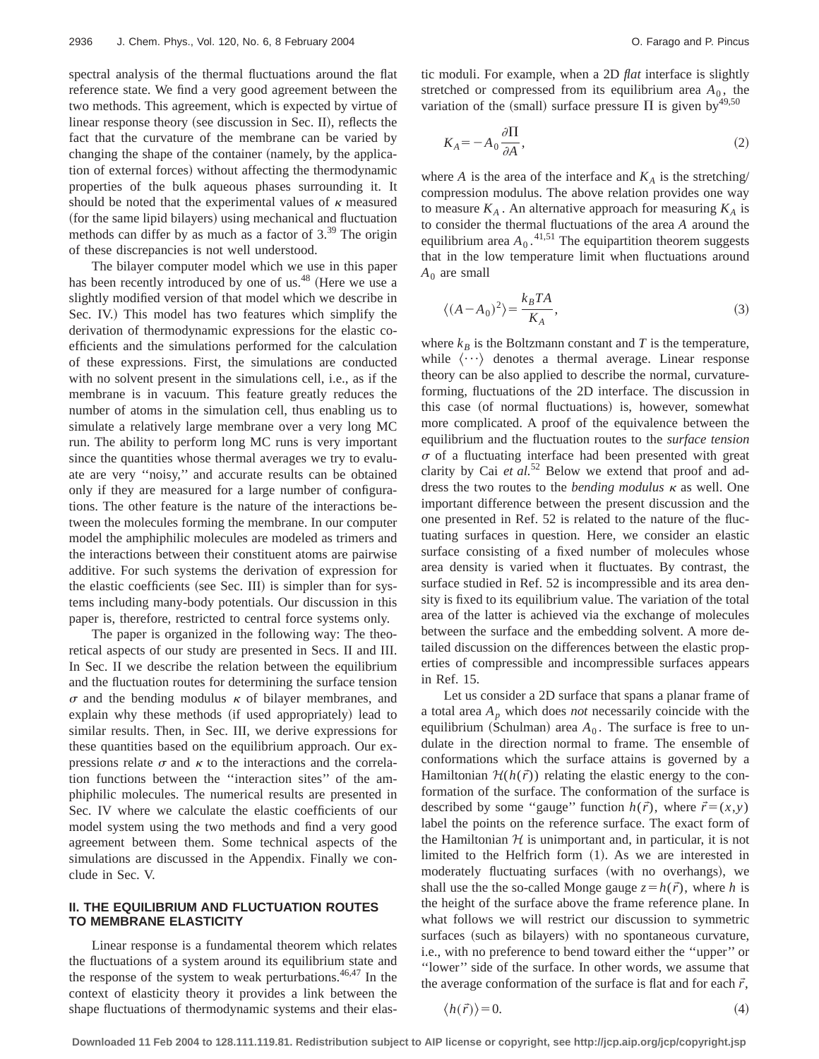spectral analysis of the thermal fluctuations around the flat reference state. We find a very good agreement between the two methods. This agreement, which is expected by virtue of linear response theory (see discussion in Sec. II), reflects the fact that the curvature of the membrane can be varied by changing the shape of the container (namely, by the application of external forces) without affecting the thermodynamic properties of the bulk aqueous phases surrounding it. It should be noted that the experimental values of $\kappa$ measured (for the same lipid bilayers) using mechanical and fluctuation methods can differ by as much as a factor of 3.[39] The origin of these discrepancies is not well understood.

The bilayer computer model which we use in this paper has been recently introduced by one of us.[48] (Here we use a slightly modified version of that model which we describe in Sec. IV.) This model has two features which simplify the derivation of thermodynamic expressions for the elastic coefficients and the simulations performed for the calculation of these expressions. First, the simulations are conducted with no solvent present in the simulations cell, i.e., as if the membrane is in vacuum. This feature greatly reduces the number of atoms in the simulation cell, thus enabling us to simulate a relatively large membrane over a very long MC run. The ability to perform long MC runs is very important since the quantities whose thermal averages we try to evaluate are very "noisy," and accurate results can be obtained only if they are measured for a large number of configurations. The other feature is the nature of the interactions between the molecules forming the membrane. In our computer model the amphiphilic molecules are modeled as trimers and the interactions between their constituent atoms are pairwise additive. For such systems the derivation of expression for the elastic coefficients (see Sec. III) is simpler than for systems including many-body potentials. Our discussion in this paper is, therefore, restricted to central force systems only.

The paper is organized in the following way: The theoretical aspects of our study are presented in Secs. II and III. In Sec. II we describe the relation between the equilibrium and the fluctuation routes for determining the surface tension $\sigma$ and the bending modulus $\kappa$ of bilayer membranes, and explain why these methods (if used appropriately) lead to similar results. Then, in Sec. III, we derive expressions for these quantities based on the equilibrium approach. Our expressions relate $\sigma$ and $\kappa$ to the interactions and the correlation functions between the "interaction sites" of the amphiphilic molecules. The numerical results are presented in Sec. IV where we calculate the elastic coefficients of our model system using the two methods and find a very good agreement between them. Some technical aspects of the simulations are discussed in the Appendix. Finally we conclude in Sec. V.

## II. THE EQUILIBRIUM AND FLUCTUATION ROUTES TO MEMBRANE ELASTICITY

Linear response is a fundamental theorem which relates the fluctuations of a system around its equilibrium state and the response of the system to weak perturbations.[46,47] In the context of elasticity theory it provides a link between the shape fluctuations of thermodynamic systems and their elastic moduli. For example, when a 2D *flat* interface is slightly stretched or compressed from its equilibrium area $A_0$, the variation of the (small) surface pressure $\Pi$ is given by[49,50]

$$K_A = -A_0 \frac{\partial \Pi}{\partial A}, \tag{2}$$

where $A$ is the area of the interface and $K_A$ is the stretching/compression modulus. The above relation provides one way to measure $K_A$. An alternative approach for measuring $K_A$ is to consider the thermal fluctuations of the area $A$ around the equilibrium area $A_0$.[41,51] The equipartition theorem suggests that in the low temperature limit when fluctuations around $A_0$ are small

$$\langle (A-A_0)^2 \rangle = \frac{k_B T A}{K_A}, \tag{3}$$

where $k_B$ is the Boltzmann constant and $T$ is the temperature, while $\langle \cdots \rangle$ denotes a thermal average. Linear response theory can be also applied to describe the normal, curvature-forming, fluctuations of the 2D interface. The discussion in this case (of normal fluctuations) is, however, somewhat more complicated. A proof of the equivalence between the equilibrium and the fluctuation routes to the *surface tension* $\sigma$ of a fluctuating interface had been presented with great clarity by Cai *et al.*[52] Below we extend that proof and address the two routes to the *bending modulus* $\kappa$ as well. One important difference between the present discussion and the one presented in Ref. 52 is related to the nature of the fluctuating surfaces in question. Here, we consider an elastic surface consisting of a fixed number of molecules whose area density is varied when it fluctuates. By contrast, the surface studied in Ref. 52 is incompressible and its area density is fixed to its equilibrium value. The variation of the total area of the latter is achieved via the exchange of molecules between the surface and the embedding solvent. A more detailed discussion on the differences between the elastic properties of compressible and incompressible surfaces appears in Ref. 15.

Let us consider a 2D surface that spans a planar frame of a total area $A_p$ which does *not* necessarily coincide with the equilibrium (Schulman) area $A_0$. The surface is free to undulate in the direction normal to frame. The ensemble of conformations which the surface attains is governed by a Hamiltonian $\mathcal{H}(h(\vec{r}))$ relating the elastic energy to the conformation of the surface. The conformation of the surface is described by some "gauge" function $h(\vec{r})$, where $\vec{r}=(x,y)$ label the points on the reference surface. The exact form of the Hamiltonian $\mathcal{H}$ is unimportant and, in particular, it is not limited to the Helfrich form (1). As we are interested in moderately fluctuating surfaces (with no overhangs), we shall use the the so-called Monge gauge $z=h(\vec{r})$, where $h$ is the height of the surface above the frame reference plane. In what follows we will restrict our discussion to symmetric surfaces (such as bilayers) with no spontaneous curvature, i.e., with no preference to bend toward either the "upper" or "lower" side of the surface. In other words, we assume that the average conformation of the surface is flat and for each $\vec{r}$,

$$\langle h(\vec{r}) \rangle = 0. \tag{4}$$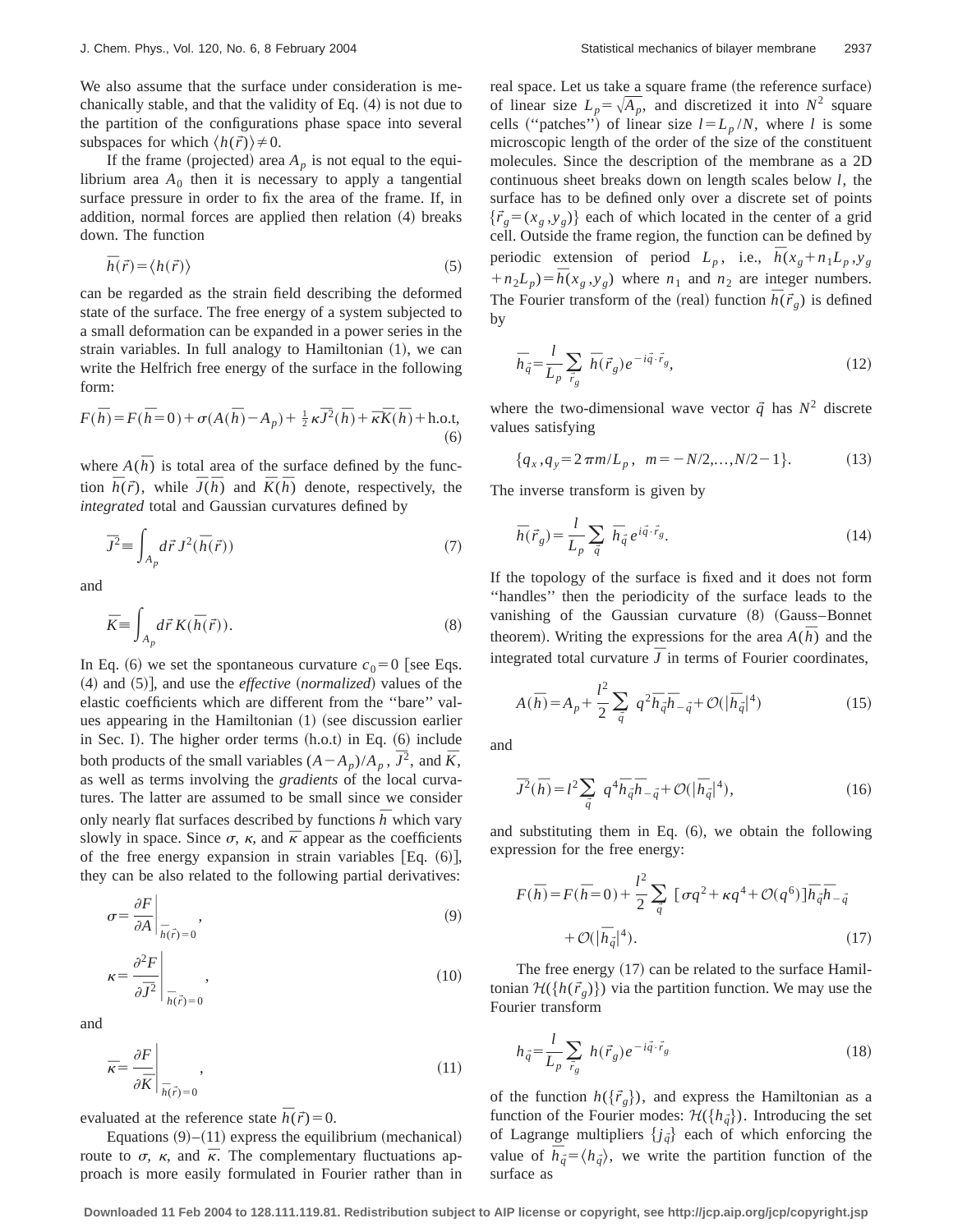We also assume that the surface under consideration is mechanically stable, and that the validity of Eq. (4) is not due to the partition of the configurations phase space into several subspaces for which $\langle h(\vec{r})\rangle \neq 0$.

If the frame (projected) area $A_p$ is not equal to the equilibrium area $A_0$ then it is necessary to apply a tangential surface pressure in order to fix the area of the frame. If, in addition, normal forces are applied then relation (4) breaks down. The function

$$\bar{h}(\vec{r}) = \langle h(\vec{r})\rangle \tag{5}$$

can be regarded as the strain field describing the deformed state of the surface. The free energy of a system subjected to a small deformation can be expanded in a power series in the strain variables. In full analogy to Hamiltonian (1), we can write the Helfrich free energy of the surface in the following form:

$$F(\bar{h}) = F(\bar{h}=0) + \sigma(A(\bar{h}) - A_p) + \tfrac{1}{2}\kappa \overline{J^2}(\bar{h}) + \bar{\kappa}\bar{K}(\bar{h}) + \text{h.o.t}, \tag{6}$$

where $A(\bar{h})$ is total area of the surface defined by the function $\bar{h}(\vec{r})$, while $\overline{J}(\bar{h})$ and $\bar{K}(\bar{h})$ denote, respectively, the *integrated* total and Gaussian curvatures defined by

$$\overline{J^2} \equiv \int_{A_p} d\vec{r}\, J^2(\bar{h}(\vec{r})) \tag{7}$$

and

$$\bar{K} \equiv \int_{A_p} d\vec{r}\, K(\bar{h}(\vec{r})). \tag{8}$$

In Eq. (6) we set the spontaneous curvature $c_0 = 0$ [see Eqs. (4) and (5)], and use the *effective* (*normalized*) values of the elastic coefficients which are different from the "bare" values appearing in the Hamiltonian (1) (see discussion earlier in Sec. I). The higher order terms (h.o.t) in Eq. (6) include both products of the small variables $(A - A_p)/A_p$, $\overline{J^2}$, and $\bar{K}$, as well as terms involving the *gradients* of the local curvatures. The latter are assumed to be small since we consider only nearly flat surfaces described by functions $\bar{h}$ which vary slowly in space. Since $\sigma$, $\kappa$, and $\bar{\kappa}$ appear as the coefficients of the free energy expansion in strain variables [Eq. (6)], they can be also related to the following partial derivatives:

$$\sigma = \left.\frac{\partial F}{\partial A}\right|_{\bar{h}(\vec{r})=0}, \tag{9}$$

$$\kappa = \left.\frac{\partial^2 F}{\partial \overline{J}^2}\right|_{\bar{h}(\vec{r})=0}, \tag{10}$$

and

$$\bar{\kappa} = \left.\frac{\partial F}{\partial \bar{K}}\right|_{\bar{h}(\vec{r})=0}, \tag{11}$$

evaluated at the reference state $\bar{h}(\vec{r}) = 0$.

Equations (9)–(11) express the equilibrium (mechanical) route to $\sigma$, $\kappa$, and $\bar{\kappa}$. The complementary fluctuations approach is more easily formulated in Fourier rather than in real space. Let us take a square frame (the reference surface) of linear size $L_p = \sqrt{A_p}$, and discretized it into $N^2$ square cells ("patches") of linear size $l = L_p/N$, where $l$ is some microscopic length of the order of the size of the constituent molecules. Since the description of the membrane as a 2D continuous sheet breaks down on length scales below $l$, the surface has to be defined only over a discrete set of points $\{\vec{r}_g = (x_g, y_g)\}$ each of which located in the center of a grid cell. Outside the frame region, the function can be defined by periodic extension of period $L_p$, i.e., $\bar{h}(x_g + n_1 L_p, y_g + n_2 L_p) = \bar{h}(x_g, y_g)$ where $n_1$ and $n_2$ are integer numbers. The Fourier transform of the (real) function $\bar{h}(\vec{r}_g)$ is defined by

$$\bar{h}_{\vec{q}} = \frac{l}{L_p}\sum_{\vec{r}_g} \bar{h}(\vec{r}_g)\, e^{-i\vec{q}\cdot\vec{r}_g}, \tag{12}$$

where the two-dimensional wave vector $\vec{q}$ has $N^2$ discrete values satisfying

$$\{q_x, q_y = 2\pi m/L_p,\ \ m = -N/2, \ldots, N/2 - 1\}. \tag{13}$$

The inverse transform is given by

$$\bar{h}(\vec{r}_g) = \frac{l}{L_p}\sum_{\vec{q}} \bar{h}_{\vec{q}}\, e^{i\vec{q}\cdot\vec{r}_g}. \tag{14}$$

If the topology of the surface is fixed and it does not form "handles" then the periodicity of the surface leads to the vanishing of the Gaussian curvature (8) (Gauss–Bonnet theorem). Writing the expressions for the area $A(\bar{h})$ and the integrated total curvature $\overline{J}$ in terms of Fourier coordinates,

$$A(\bar{h}) = A_p + \frac{l^2}{2}\sum_{\vec{q}} q^2 \bar{h}_{\vec{q}} \bar{h}_{-\vec{q}} + \mathcal{O}(|\bar{h}_{\vec{q}}|^4) \tag{15}$$

and

$$\overline{J^2}(\bar{h}) = l^2 \sum_{\vec{q}} q^4 \bar{h}_{\vec{q}} \bar{h}_{-\vec{q}} + \mathcal{O}(|\bar{h}_{\vec{q}}|^4), \tag{16}$$

and substituting them in Eq. (6), we obtain the following expression for the free energy:

$$F(\bar{h}) = F(\bar{h}=0) + \frac{l^2}{2}\sum_{\vec{q}} [\sigma q^2 + \kappa q^4 + \mathcal{O}(q^6)] \bar{h}_{\vec{q}} \bar{h}_{-\vec{q}} + \mathcal{O}(|\bar{h}_{\vec{q}}|^4). \tag{17}$$

The free energy (17) can be related to the surface Hamiltonian $\mathcal{H}(\{h(\vec{r}_g)\})$ via the partition function. We may use the Fourier transform

$$h_{\vec{q}} = \frac{l}{L_p}\sum_{\vec{r}_g} h(\vec{r}_g)\, e^{-i\vec{q}\cdot\vec{r}_g} \tag{18}$$

of the function $h(\{\vec{r}_g\})$, and express the Hamiltonian as a function of the Fourier modes: $\mathcal{H}(\{h_{\vec{q}}\})$. Introducing the set of Lagrange multipliers $\{j_{\vec{q}}\}$ each of which enforcing the value of $\bar{h}_{\vec{q}} = \langle h_{\vec{q}}\rangle$, we write the partition function of the surface as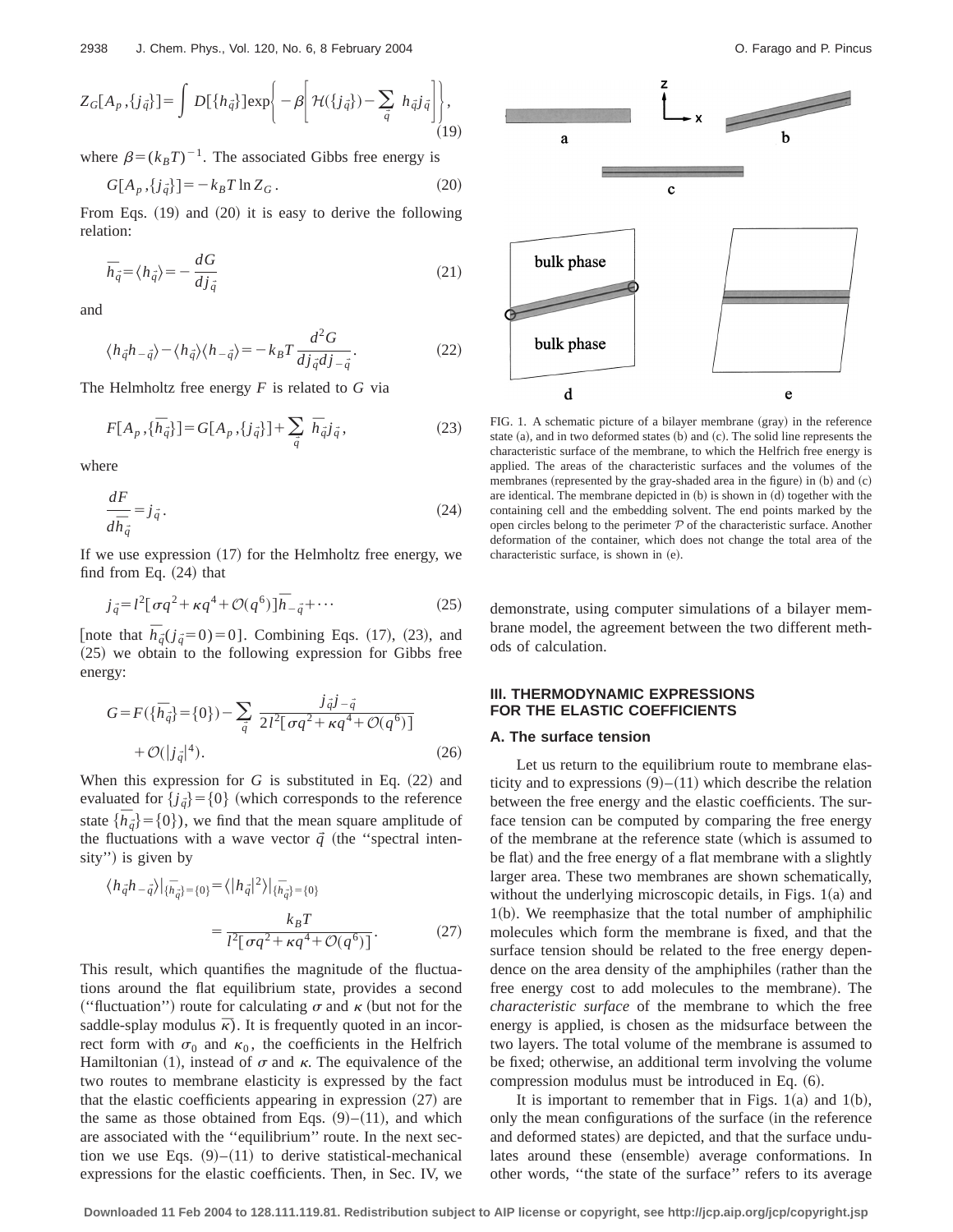$$Z_G[A_p,\{j_{\vec{q}}\}] = \int D[\{h_{\vec{q}}\}] \exp\left\{-\beta\left[\mathcal{H}(\{j_{\vec{q}}\}) - \sum_{\vec{q}} h_{\vec{q}} j_{\vec{q}}\right]\right\}, \tag{19}$$

where $\beta=(k_BT)^{-1}$. The associated Gibbs free energy is

$$G[A_p,\{j_{\vec{q}}\}] = -k_BT \ln Z_G. \tag{20}$$

From Eqs. (19) and (20) it is easy to derive the following relation:

$$\bar{h}_{\vec{q}} = \langle h_{\vec{q}} \rangle = -\frac{dG}{dj_{\vec{q}}} \tag{21}$$

and

$$\langle h_{\vec{q}} h_{-\vec{q}} \rangle - \langle h_{\vec{q}} \rangle \langle h_{-\vec{q}} \rangle = -k_BT \frac{d^2G}{dj_{\vec{q}} dj_{-\vec{q}}}. \tag{22}$$

The Helmholtz free energy $F$ is related to $G$ via

$$F[A_p,\{\bar{h}_{\vec{q}}\}] = G[A_p,\{j_{\vec{q}}\}] + \sum_{\vec{q}} \bar{h}_{\vec{q}} j_{\vec{q}}, \tag{23}$$

where

$$\frac{dF}{d\bar{h}_{\vec{q}}} = j_{\vec{q}}. \tag{24}$$

If we use expression (17) for the Helmholtz free energy, we find from Eq. (24) that

$$j_{\vec{q}} = l^2[\sigma q^2 + \kappa q^4 + \mathcal{O}(q^6)]\bar{h}_{-\vec{q}} + \cdots \tag{25}$$

[note that $\bar{h}_{\vec{q}}(j_{\vec{q}}=0)=0$]. Combining Eqs. (17), (23), and (25) we obtain to the following expression for Gibbs free energy:

$$G = F(\{\bar{h}_{\vec{q}}\}=\{0\}) - \sum_{\vec{q}} \frac{j_{\vec{q}} j_{-\vec{q}}}{2l^2[\sigma q^2 + \kappa q^4 + \mathcal{O}(q^6)]} + \mathcal{O}(|j_{\vec{q}}|^4). \tag{26}$$

When this expression for $G$ is substituted in Eq. (22) and evaluated for $\{j_{\vec{q}}\}=\{0\}$ (which corresponds to the reference state $\{\bar{h}_{\vec{q}}\}=\{0\}$), we find that the mean square amplitude of the fluctuations with a wave vector $\vec{q}$ (the "spectral intensity") is given by

$$\langle h_{\vec{q}} h_{-\vec{q}} \rangle|_{\{\bar{h}_{\vec{q}}\}=\{0\}} = \langle |h_{\vec{q}}|^2 \rangle|_{\{\bar{h}_{\vec{q}}\}=\{0\}} = \frac{k_BT}{l^2[\sigma q^2 + \kappa q^4 + \mathcal{O}(q^6)]}. \tag{27}$$

This result, which quantifies the magnitude of the fluctuations around the flat equilibrium state, provides a second ("fluctuation") route for calculating $\sigma$ and $\kappa$ (but not for the saddle-splay modulus $\bar{\kappa}$). It is frequently quoted in an incorrect form with $\sigma_0$ and $\kappa_0$, the coefficients in the Helfrich Hamiltonian (1), instead of $\sigma$ and $\kappa$. The equivalence of the two routes to membrane elasticity is expressed by the fact that the elastic coefficients appearing in expression (27) are the same as those obtained from Eqs. (9)–(11), and which are associated with the "equilibrium" route. In the next section we use Eqs. (9)–(11) to derive statistical-mechanical expressions for the elastic coefficients. Then, in Sec. IV, we demonstrate, using computer simulations of a bilayer membrane model, the agreement between the two different methods of calculation.

FIG. 1. A schematic picture of a bilayer membrane (gray) in the reference state (a), and in two deformed states (b) and (c). The solid line represents the characteristic surface of the membrane, to which the Helfrich free energy is applied. The areas of the characteristic surfaces and the volumes of the membranes (represented by the gray-shaded area in the figure) in (b) and (c) are identical. The membrane depicted in (b) is shown in (d) together with the containing cell and the embedding solvent. The end points marked by the open circles belong to the perimeter $\mathcal{P}$ of the characteristic surface. Another deformation of the container, which does not change the total area of the characteristic surface, is shown in (e).

## III. THERMODYNAMIC EXPRESSIONS FOR THE ELASTIC COEFFICIENTS

### A. The surface tension

Let us return to the equilibrium route to membrane elasticity and to expressions (9)–(11) which describe the relation between the free energy and the elastic coefficients. The surface tension can be computed by comparing the free energy of the membrane at the reference state (which is assumed to be flat) and the free energy of a flat membrane with a slightly larger area. These two membranes are shown schematically, without the underlying microscopic details, in Figs. 1(a) and 1(b). We reemphasize that the total number of amphiphilic molecules which form the membrane is fixed, and that the surface tension should be related to the free energy dependence on the area density of the amphiphiles (rather than the free energy cost to add molecules to the membrane). The *characteristic surface* of the membrane to which the free energy is applied, is chosen as the midsurface between the two layers. The total volume of the membrane is assumed to be fixed; otherwise, an additional term involving the volume compression modulus must be introduced in Eq. (6).

It is important to remember that in Figs. 1(a) and 1(b), only the mean configurations of the surface (in the reference and deformed states) are depicted, and that the surface undulates around these (ensemble) average conformations. In other words, "the state of the surface" refers to its average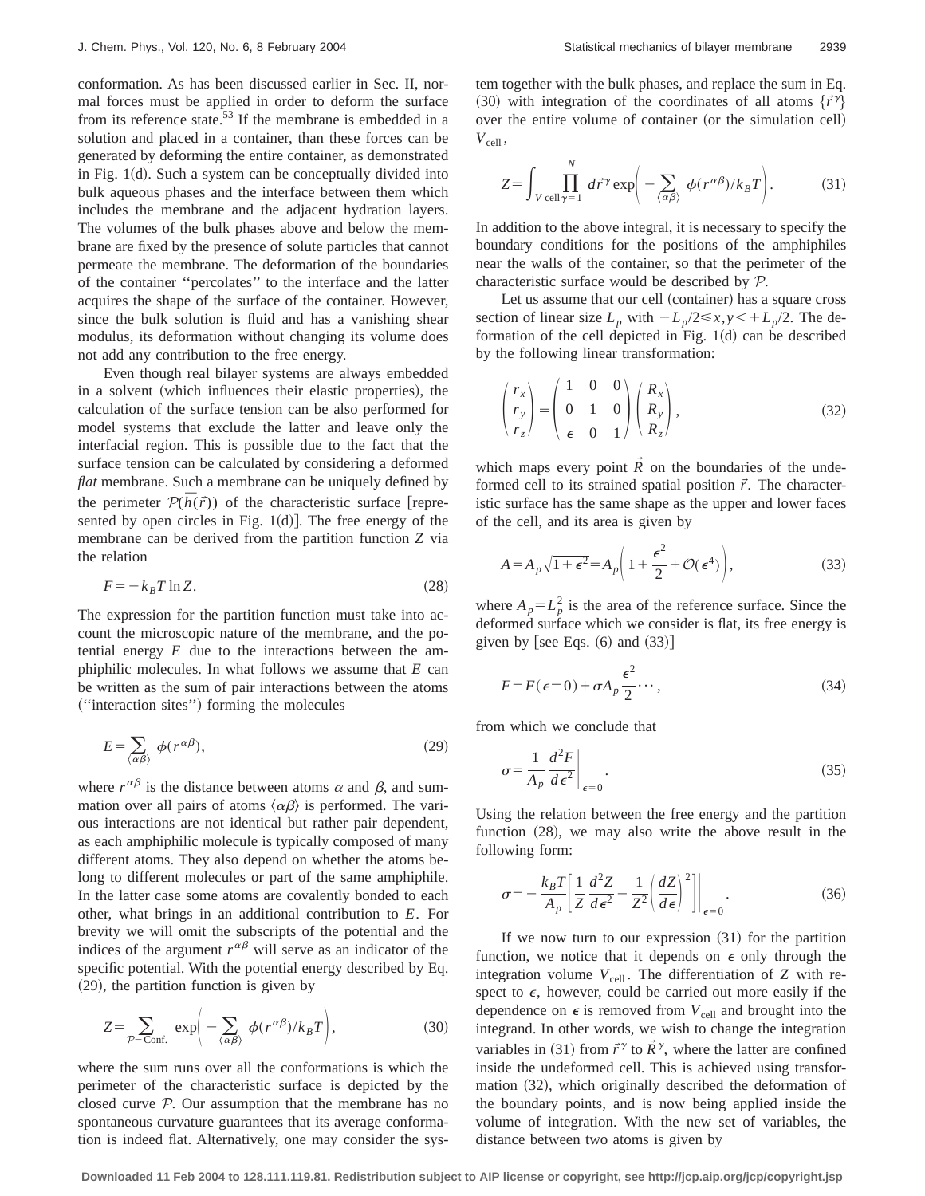conformation. As has been discussed earlier in Sec. II, normal forces must be applied in order to deform the surface from its reference state.[53] If the membrane is embedded in a solution and placed in a container, than these forces can be generated by deforming the entire container, as demonstrated in Fig. 1(d). Such a system can be conceptually divided into bulk aqueous phases and the interface between them which includes the membrane and the adjacent hydration layers. The volumes of the bulk phases above and below the membrane are fixed by the presence of solute particles that cannot permeate the membrane. The deformation of the boundaries of the container ''percolates'' to the interface and the latter acquires the shape of the surface of the container. However, since the bulk solution is fluid and has a vanishing shear modulus, its deformation without changing its volume does not add any contribution to the free energy.

Even though real bilayer systems are always embedded in a solvent (which influences their elastic properties), the calculation of the surface tension can be also performed for model systems that exclude the latter and leave only the interfacial region. This is possible due to the fact that the surface tension can be calculated by considering a deformed *flat* membrane. Such a membrane can be uniquely defined by the perimeter $\mathcal{P}(\bar{h}(\vec{r}))$ of the characteristic surface [represented by open circles in Fig. 1(d)]. The free energy of the membrane can be derived from the partition function $Z$ via the relation

$$F = -k_B T \ln Z. \tag{28}$$

The expression for the partition function must take into account the microscopic nature of the membrane, and the potential energy $E$ due to the interactions between the amphiphilic molecules. In what follows we assume that $E$ can be written as the sum of pair interactions between the atoms (''interaction sites'') forming the molecules

$$E = \sum_{\langle \alpha\beta \rangle} \phi(r^{\alpha\beta}), \tag{29}$$

where $r^{\alpha\beta}$ is the distance between atoms $\alpha$ and $\beta$, and summation over all pairs of atoms $\langle \alpha\beta \rangle$ is performed. The various interactions are not identical but rather pair dependent, as each amphiphilic molecule is typically composed of many different atoms. They also depend on whether the atoms belong to different molecules or part of the same amphiphile. In the latter case some atoms are covalently bonded to each other, what brings in an additional contribution to $E$. For brevity we will omit the subscripts of the potential and the indices of the argument $r^{\alpha\beta}$ will serve as an indicator of the specific potential. With the potential energy described by Eq. (29), the partition function is given by

$$Z = \sum_{\mathcal{P}-\text{Conf.}} \exp\left( -\sum_{\langle \alpha\beta \rangle} \phi(r^{\alpha\beta})/k_B T \right), \tag{30}$$

where the sum runs over all the conformations is which the perimeter of the characteristic surface is depicted by the closed curve $\mathcal{P}$. Our assumption that the membrane has no spontaneous curvature guarantees that its average conformation is indeed flat. Alternatively, one may consider the system together with the bulk phases, and replace the sum in Eq. (30) with integration of the coordinates of all atoms $\{\vec{r}^{\gamma}\}$ over the entire volume of container (or the simulation cell) $V_{\text{cell}}$,

$$Z = \int_{V\,\text{cell}} \prod_{\gamma=1}^{N} d\vec{r}^{\gamma} \exp\left( -\sum_{\langle \alpha\beta \rangle} \phi(r^{\alpha\beta})/k_B T \right). \tag{31}$$

In addition to the above integral, it is necessary to specify the boundary conditions for the positions of the amphiphiles near the walls of the container, so that the perimeter of the characteristic surface would be described by $\mathcal{P}$.

Let us assume that our cell (container) has a square cross section of linear size $L_p$ with $-L_p/2 \leq x,y < +L_p/2$. The deformation of the cell depicted in Fig. 1(d) can be described by the following linear transformation:

$$\begin{pmatrix} r_x \\ r_y \\ r_z \end{pmatrix} = \begin{pmatrix} 1 & 0 & 0 \\ 0 & 1 & 0 \\ \epsilon & 0 & 1 \end{pmatrix} \begin{pmatrix} R_x \\ R_y \\ R_z \end{pmatrix}, \tag{32}$$

which maps every point $\vec{R}$ on the boundaries of the undeformed cell to its strained spatial position $\vec{r}$. The characteristic surface has the same shape as the upper and lower faces of the cell, and its area is given by

$$A = A_p \sqrt{1+\epsilon^2} = A_p \left( 1 + \frac{\epsilon^2}{2} + \mathcal{O}(\epsilon^4) \right), \tag{33}$$

where $A_p = L_p^2$ is the area of the reference surface. Since the deformed surface which we consider is flat, its free energy is given by [see Eqs. (6) and (33)]

$$F = F(\epsilon=0) + \sigma A_p \frac{\epsilon^2}{2} \cdots, \tag{34}$$

from which we conclude that

$$\sigma = \frac{1}{A_p} \frac{d^2 F}{d\epsilon^2} \bigg|_{\epsilon=0}. \tag{35}$$

Using the relation between the free energy and the partition function (28), we may also write the above result in the following form:

$$\sigma = -\frac{k_B T}{A_p} \left[ \frac{1}{Z} \frac{d^2 Z}{d\epsilon^2} - \frac{1}{Z^2} \left( \frac{dZ}{d\epsilon} \right)^2 \right] \bigg|_{\epsilon=0}. \tag{36}$$

If we now turn to our expression (31) for the partition function, we notice that it depends on $\epsilon$ only through the integration volume $V_{\text{cell}}$. The differentiation of $Z$ with respect to $\epsilon$, however, could be carried out more easily if the dependence on $\epsilon$ is removed from $V_{\text{cell}}$ and brought into the integrand. In other words, we wish to change the integration variables in (31) from $\vec{r}^{\gamma}$ to $\vec{R}^{\gamma}$, where the latter are confined inside the undeformed cell. This is achieved using transformation (32), which originally described the deformation of the boundary points, and is now being applied inside the volume of integration. With the new set of variables, the distance between two atoms is given by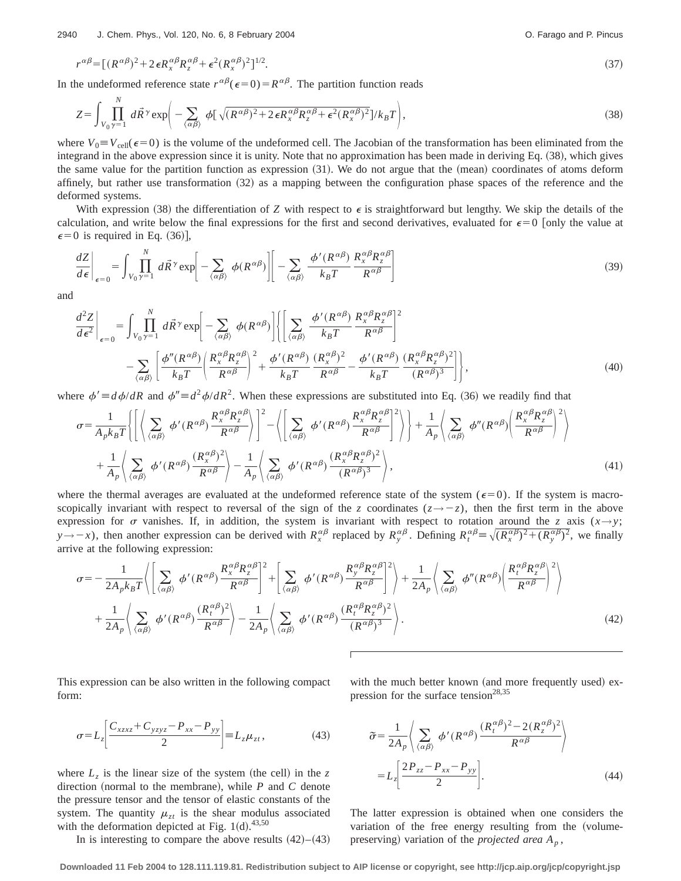$$r^{\alpha\beta}=[(R^{\alpha\beta})^2+2\epsilon R_x^{\alpha\beta}R_z^{\alpha\beta}+\epsilon^2(R_x^{\alpha\beta})^2]^{1/2}. \tag{37}$$

In the undeformed reference state $r^{\alpha\beta}(\epsilon=0)=R^{\alpha\beta}$. The partition function reads

$$Z=\int_{V_0}\prod_{\gamma=1}^{N} d\vec{R}^{\gamma}\exp\left(-\sum_{\langle\alpha\beta\rangle}\phi\left[\sqrt{(R^{\alpha\beta})^2+2\epsilon R_x^{\alpha\beta}R_z^{\alpha\beta}+\epsilon^2(R_x^{\alpha\beta})^2}\right]/k_BT\right), \tag{38}$$

where $V_0\equiv V_{\rm cell}(\epsilon=0)$ is the volume of the undeformed cell. The Jacobian of the transformation has been eliminated from the integrand in the above expression since it is unity. Note that no approximation has been made in deriving Eq. (38), which gives the same value for the partition function as expression (31). We do not argue that the (mean) coordinates of atoms deform affinely, but rather use transformation (32) as a mapping between the configuration phase spaces of the reference and the deformed systems.

With expression (38) the differentiation of $Z$ with respect to $\epsilon$ is straightforward but lengthy. We skip the details of the calculation, and write below the final expressions for the first and second derivatives, evaluated for $\epsilon=0$ [only the value at $\epsilon=0$ is required in Eq. (36)],

$$\left.\frac{dZ}{d\epsilon}\right|_{\epsilon=0}=\int_{V_0}\prod_{\gamma=1}^{N} d\vec{R}^{\gamma}\exp\left[-\sum_{\langle\alpha\beta\rangle}\phi(R^{\alpha\beta})\right]\left[-\sum_{\langle\alpha\beta\rangle}\frac{\phi'(R^{\alpha\beta})}{k_BT}\frac{R_x^{\alpha\beta}R_z^{\alpha\beta}}{R^{\alpha\beta}}\right] \tag{39}$$

and

$$\left.\frac{d^2Z}{d\epsilon^2}\right|_{\epsilon=0}=\int_{V_0}\prod_{\gamma=1}^{N} d\vec{R}^{\gamma}\exp\left[-\sum_{\langle\alpha\beta\rangle}\phi(R^{\alpha\beta})\right]\left\{\left[\sum_{\langle\alpha\beta\rangle}\frac{\phi'(R^{\alpha\beta})}{k_BT}\frac{R_x^{\alpha\beta}R_z^{\alpha\beta}}{R^{\alpha\beta}}\right]^2 -\sum_{\langle\alpha\beta\rangle}\left[\frac{\phi''(R^{\alpha\beta})}{k_BT}\left(\frac{R_x^{\alpha\beta}R_z^{\alpha\beta}}{R^{\alpha\beta}}\right)^2+\frac{\phi'(R^{\alpha\beta})}{k_BT}\frac{(R_x^{\alpha\beta})^2}{R^{\alpha\beta}}-\frac{\phi'(R^{\alpha\beta})}{k_BT}\frac{(R_x^{\alpha\beta}R_z^{\alpha\beta})^2}{(R^{\alpha\beta})^3}\right]\right\}, \tag{40}$$

where $\phi'\equiv d\phi/dR$ and $\phi''\equiv d^2\phi/dR^2$. When these expressions are substituted into Eq. (36) we readily find that

$$\sigma=\frac{1}{A_pk_BT}\left\{\left[\left\langle\sum_{\langle\alpha\beta\rangle}\phi'(R^{\alpha\beta})\frac{R_x^{\alpha\beta}R_z^{\alpha\beta}}{R^{\alpha\beta}}\right\rangle\right]^2-\left\langle\left[\sum_{\langle\alpha\beta\rangle}\phi'(R^{\alpha\beta})\frac{R_x^{\alpha\beta}R_z^{\alpha\beta}}{R^{\alpha\beta}}\right]^2\right\rangle\right\}+\frac{1}{A_p}\left\langle\sum_{\langle\alpha\beta\rangle}\phi''(R^{\alpha\beta})\left(\frac{R_x^{\alpha\beta}R_z^{\alpha\beta}}{R^{\alpha\beta}}\right)^2\right\rangle +\frac{1}{A_p}\left\langle\sum_{\langle\alpha\beta\rangle}\phi'(R^{\alpha\beta})\frac{(R_x^{\alpha\beta})^2}{R^{\alpha\beta}}\right\rangle-\frac{1}{A_p}\left\langle\sum_{\langle\alpha\beta\rangle}\phi'(R^{\alpha\beta})\frac{(R_x^{\alpha\beta}R_z^{\alpha\beta})^2}{(R^{\alpha\beta})^3}\right\rangle, \tag{41}$$

where the thermal averages are evaluated at the undeformed reference state of the system ($\epsilon=0$). If the system is macroscopically invariant with respect to reversal of the sign of the $z$ coordinates ($z\to-z$), then the first term in the above expression for $\sigma$ vanishes. If, in addition, the system is invariant with respect to rotation around the $z$ axis ($x\to y$; $y\to-x$), then another expression can be derived with $R_x^{\alpha\beta}$ replaced by $R_y^{\alpha\beta}$. Defining $R_t^{\alpha\beta}\equiv\sqrt{(R_x^{\alpha\beta})^2+(R_y^{\alpha\beta})^2}$, we finally arrive at the following expression:

$$\sigma=-\frac{1}{2A_pk_BT}\left\langle\left[\sum_{\langle\alpha\beta\rangle}\phi'(R^{\alpha\beta})\frac{R_x^{\alpha\beta}R_z^{\alpha\beta}}{R^{\alpha\beta}}\right]^2+\left[\sum_{\langle\alpha\beta\rangle}\phi'(R^{\alpha\beta})\frac{R_y^{\alpha\beta}R_z^{\alpha\beta}}{R^{\alpha\beta}}\right]^2\right\rangle+\frac{1}{2A_p}\left\langle\sum_{\langle\alpha\beta\rangle}\phi''(R^{\alpha\beta})\left(\frac{R_t^{\alpha\beta}R_z^{\alpha\beta}}{R^{\alpha\beta}}\right)^2\right\rangle +\frac{1}{2A_p}\left\langle\sum_{\langle\alpha\beta\rangle}\phi'(R^{\alpha\beta})\frac{(R_t^{\alpha\beta})^2}{R^{\alpha\beta}}\right\rangle-\frac{1}{2A_p}\left\langle\sum_{\langle\alpha\beta\rangle}\phi'(R^{\alpha\beta})\frac{(R_t^{\alpha\beta}R_z^{\alpha\beta})^2}{(R^{\alpha\beta})^3}\right\rangle. \tag{42}$$

This expression can be also written in the following compact form:

$$\sigma=L_z\left[\frac{C_{xzxz}+C_{yzyz}-P_{xx}-P_{yy}}{2}\right]\equiv L_z\mu_{zt}, \tag{43}$$

where $L_z$ is the linear size of the system (the cell) in the $z$ direction (normal to the membrane), while $P$ and $C$ denote the pressure tensor and the tensor of elastic constants of the system. The quantity $\mu_{zt}$ is the shear modulus associated with the deformation depicted at Fig. 1(d).[43,50]

In is interesting to compare the above results (42)–(43) with the much better known (and more frequently used) expression for the surface tension[28,35]

$$\tilde{\sigma}=\frac{1}{2A_p}\left\langle\sum_{\langle\alpha\beta\rangle}\phi'(R^{\alpha\beta})\frac{(R_t^{\alpha\beta})^2-2(R_z^{\alpha\beta})^2}{R^{\alpha\beta}}\right\rangle =L_z\left[\frac{2P_{zz}-P_{xx}-P_{yy}}{2}\right]. \tag{44}$$

The latter expression is obtained when one considers the variation of the free energy resulting from the (volume-preserving) variation of the *projected area* $A_p$,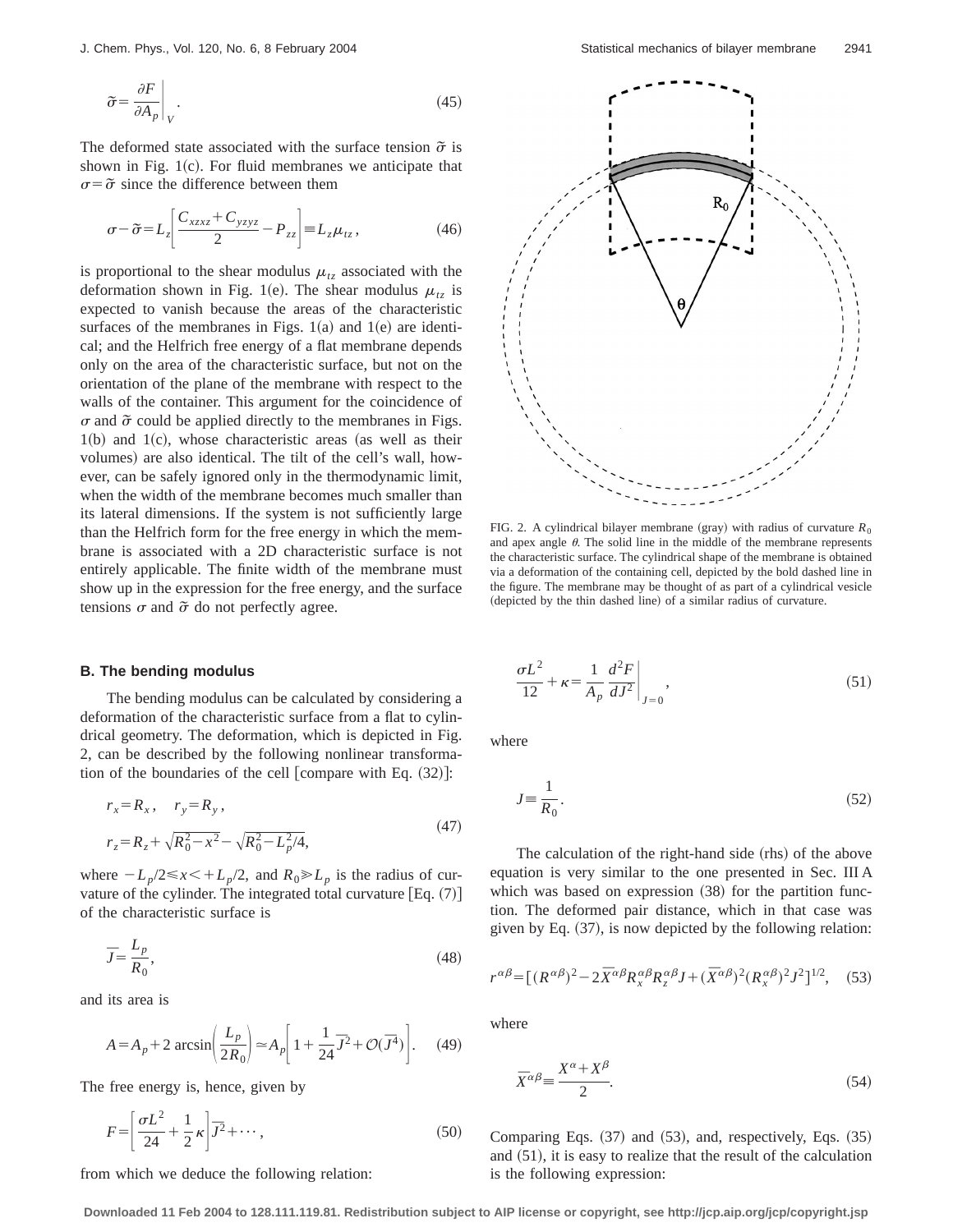$$\tilde{\sigma} = \left.\frac{\partial F}{\partial A_p}\right|_V. \tag{45}$$

The deformed state associated with the surface tension $\tilde{\sigma}$ is shown in Fig. 1(c). For fluid membranes we anticipate that $\sigma = \tilde{\sigma}$ since the difference between them

$$\sigma - \tilde{\sigma} = L_z\left[\frac{C_{xzxz} + C_{yzyz}}{2} - P_{zz}\right] \equiv L_z \mu_{tz}, \tag{46}$$

is proportional to the shear modulus $\mu_{tz}$ associated with the deformation shown in Fig. 1(e). The shear modulus $\mu_{tz}$ is expected to vanish because the areas of the characteristic surfaces of the membranes in Figs. 1(a) and 1(e) are identical; and the Helfrich free energy of a flat membrane depends only on the area of the characteristic surface, but not on the orientation of the plane of the membrane with respect to the walls of the container. This argument for the coincidence of $\sigma$ and $\tilde{\sigma}$ could be applied directly to the membranes in Figs. 1(b) and 1(c), whose characteristic areas (as well as their volumes) are also identical. The tilt of the cell's wall, however, can be safely ignored only in the thermodynamic limit, when the width of the membrane becomes much smaller than its lateral dimensions. If the system is not sufficiently large than the Helfrich form for the free energy in which the membrane is associated with a 2D characteristic surface is not entirely applicable. The finite width of the membrane must show up in the expression for the free energy, and the surface tensions $\sigma$ and $\tilde{\sigma}$ do not perfectly agree.

### B. The bending modulus

The bending modulus can be calculated by considering a deformation of the characteristic surface from a flat to cylindrical geometry. The deformation, which is depicted in Fig. 2, can be described by the following nonlinear transformation of the boundaries of the cell [compare with Eq. (32)]:

$$\begin{aligned} r_x &= R_x, \quad r_y = R_y, \\ r_z &= R_z + \sqrt{R_0^2 - x^2} - \sqrt{R_0^2 - L_p^2/4}, \end{aligned} \tag{47}$$

where $-L_p/2 \leq x < +L_p/2$, and $R_0 \gg L_p$ is the radius of curvature of the cylinder. The integrated total curvature [Eq. (7)] of the characteristic surface is

$$\bar{J} = \frac{L_p}{R_0}, \tag{48}$$

and its area is

$$A = A_p + 2\arcsin\left(\frac{L_p}{2R_0}\right) \simeq A_p\left[1 + \frac{1}{24}\bar{J}^2 + \mathcal{O}(\bar{J}^4)\right]. \tag{49}$$

The free energy is, hence, given by

$$F = \left[\frac{\sigma L^2}{24} + \frac{1}{2}\kappa\right]\bar{J}^2 + \cdots, \tag{50}$$

from which we deduce the following relation:

FIG. 2. A cylindrical bilayer membrane (gray) with radius of curvature $R_0$ and apex angle $\theta$. The solid line in the middle of the membrane represents the characteristic surface. The cylindrical shape of the membrane is obtained via a deformation of the containing cell, depicted by the bold dashed line in the figure. The membrane may be thought of as part of a cylindrical vesicle (depicted by the thin dashed line) of a similar radius of curvature.

$$\frac{\sigma L^2}{12} + \kappa = \left.\frac{1}{A_p}\frac{d^2F}{dJ^2}\right|_{J=0}, \tag{51}$$

where

$$J \equiv \frac{1}{R_0}. \tag{52}$$

The calculation of the right-hand side (rhs) of the above equation is very similar to the one presented in Sec. III A which was based on expression (38) for the partition function. The deformed pair distance, which in that case was given by Eq. (37), is now depicted by the following relation:

$$r^{\alpha\beta} = [(R^{\alpha\beta})^2 - 2\bar{X}^{\alpha\beta}R_x^{\alpha\beta}R_z^{\alpha\beta}J + (\bar{X}^{\alpha\beta})^2(R_x^{\alpha\beta})^2J^2]^{1/2}, \tag{53}$$

where

$$\bar{X}^{\alpha\beta} \equiv \frac{X^\alpha + X^\beta}{2}. \tag{54}$$

Comparing Eqs. (37) and (53), and, respectively, Eqs. (35) and (51), it is easy to realize that the result of the calculation is the following expression: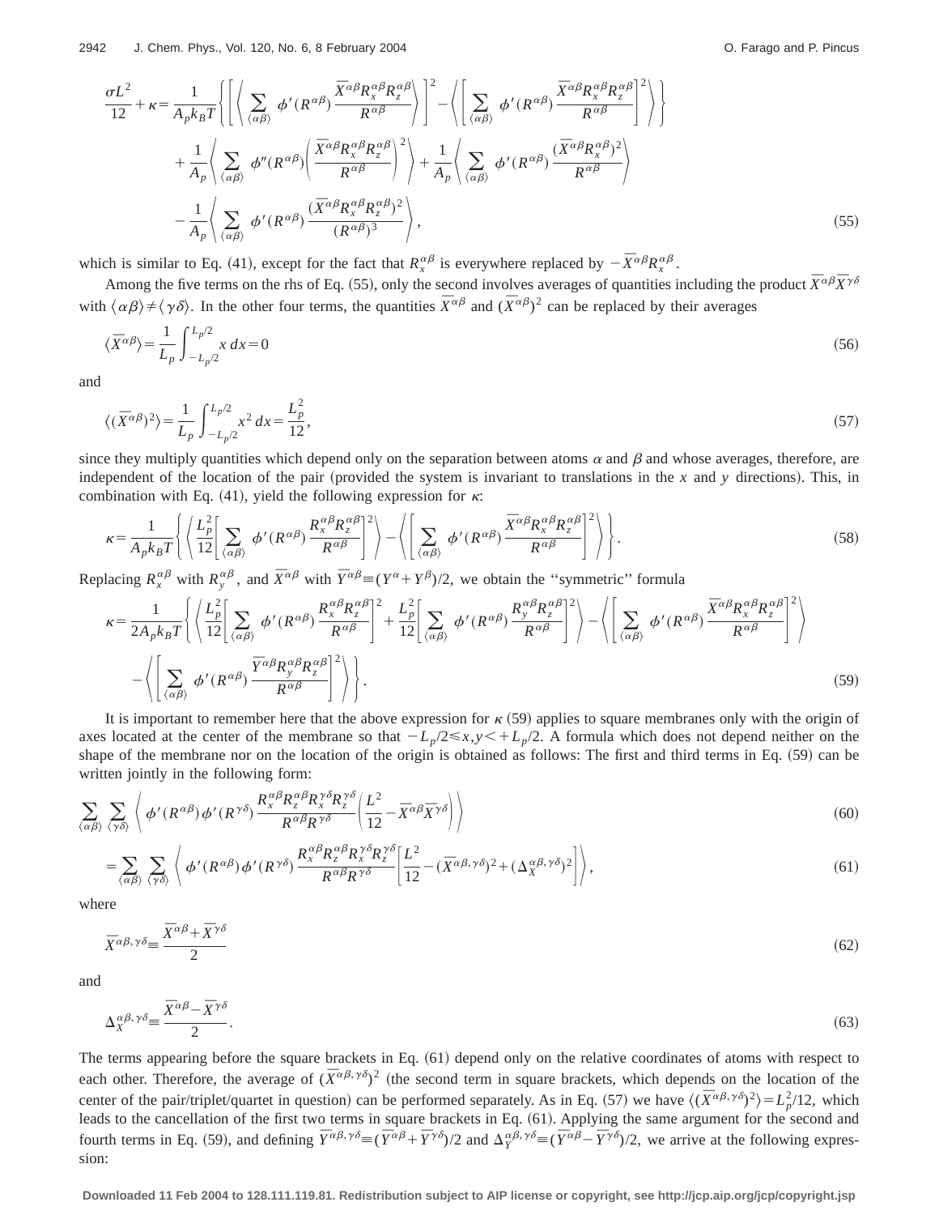$$\frac{\sigma L^2}{12}+\kappa=\frac{1}{A_p k_B T}\left\{\left[\left\langle \sum_{\langle\alpha\beta\rangle} \phi'(R^{\alpha\beta})\frac{\bar{X}^{\alpha\beta}R_x^{\alpha\beta}R_z^{\alpha\beta}}{R^{\alpha\beta}}\right\rangle\right]^2-\left\langle\left[\sum_{\langle\alpha\beta\rangle} \phi'(R^{\alpha\beta})\frac{\bar{X}^{\alpha\beta}R_x^{\alpha\beta}R_z^{\alpha\beta}}{R^{\alpha\beta}}\right]^2\right\rangle\right\}$$

$$+\frac{1}{A_p}\left\langle \sum_{\langle\alpha\beta\rangle} \phi''(R^{\alpha\beta})\left(\frac{\bar{X}^{\alpha\beta}R_x^{\alpha\beta}R_z^{\alpha\beta}}{R^{\alpha\beta}}\right)^2\right\rangle+\frac{1}{A_p}\left\langle \sum_{\langle\alpha\beta\rangle} \phi'(R^{\alpha\beta})\frac{(\bar{X}^{\alpha\beta}R_x^{\alpha\beta})^2}{R^{\alpha\beta}}\right\rangle$$

$$-\frac{1}{A_p}\left\langle \sum_{\langle\alpha\beta\rangle} \phi'(R^{\alpha\beta})\frac{(\bar{X}^{\alpha\beta}R_x^{\alpha\beta}R_z^{\alpha\beta})^2}{(R^{\alpha\beta})^3}\right\rangle, \tag{55}$$

which is similar to Eq. (41), except for the fact that $R_x^{\alpha\beta}$ is everywhere replaced by $-\bar{X}^{\alpha\beta}R_x^{\alpha\beta}$.

Among the five terms on the rhs of Eq. (55), only the second involves averages of quantities including the product $\bar{X}^{\alpha\beta}\bar{X}^{\gamma\delta}$ with $\langle\alpha\beta\rangle\neq\langle\gamma\delta\rangle$. In the other four terms, the quantities $\bar{X}^{\alpha\beta}$ and $(\bar{X}^{\alpha\beta})^2$ can be replaced by their averages

$$\langle \bar{X}^{\alpha\beta}\rangle=\frac{1}{L_p}\int_{-L_p/2}^{L_p/2} x\,dx=0 \tag{56}$$

and

$$\langle(\bar{X}^{\alpha\beta})^2\rangle=\frac{1}{L_p}\int_{-L_p/2}^{L_p/2} x^2\,dx=\frac{L_p^2}{12}, \tag{57}$$

since they multiply quantities which depend only on the separation between atoms $\alpha$ and $\beta$ and whose averages, therefore, are independent of the location of the pair (provided the system is invariant to translations in the $x$ and $y$ directions). This, in combination with Eq. (41), yield the following expression for $\kappa$:

$$\kappa=\frac{1}{A_p k_B T}\left\{\left\langle \frac{L_p^2}{12}\left[\sum_{\langle\alpha\beta\rangle} \phi'(R^{\alpha\beta})\frac{R_x^{\alpha\beta}R_z^{\alpha\beta}}{R^{\alpha\beta}}\right]^2\right\rangle-\left\langle\left[\sum_{\langle\alpha\beta\rangle} \phi'(R^{\alpha\beta})\frac{\bar{X}^{\alpha\beta}R_x^{\alpha\beta}R_z^{\alpha\beta}}{R^{\alpha\beta}}\right]^2\right\rangle\right\}. \tag{58}$$

Replacing $R_x^{\alpha\beta}$ with $R_y^{\alpha\beta}$, and $\bar{X}^{\alpha\beta}$ with $\bar{Y}^{\alpha\beta}\equiv(Y^\alpha+Y^\beta)/2$, we obtain the "symmetric" formula

$$\kappa=\frac{1}{2A_p k_B T}\left\{\left\langle \frac{L_p^2}{12}\left[\sum_{\langle\alpha\beta\rangle} \phi'(R^{\alpha\beta})\frac{R_x^{\alpha\beta}R_z^{\alpha\beta}}{R^{\alpha\beta}}\right]^2+\frac{L_p^2}{12}\left[\sum_{\langle\alpha\beta\rangle} \phi'(R^{\alpha\beta})\frac{R_y^{\alpha\beta}R_z^{\alpha\beta}}{R^{\alpha\beta}}\right]^2\right\rangle-\left\langle\left[\sum_{\langle\alpha\beta\rangle} \phi'(R^{\alpha\beta})\frac{\bar{X}^{\alpha\beta}R_x^{\alpha\beta}R_z^{\alpha\beta}}{R^{\alpha\beta}}\right]^2\right\rangle\right.$$

$$\left.-\left\langle\left[\sum_{\langle\alpha\beta\rangle} \phi'(R^{\alpha\beta})\frac{\bar{Y}^{\alpha\beta}R_y^{\alpha\beta}R_z^{\alpha\beta}}{R^{\alpha\beta}}\right]^2\right\rangle\right\}. \tag{59}$$

It is important to remember here that the above expression for $\kappa$ (59) applies to square membranes only with the origin of axes located at the center of the membrane so that $-L_p/2\leq x,y<+L_p/2$. A formula which does not depend neither on the shape of the membrane nor on the location of the origin is obtained as follows: The first and third terms in Eq. (59) can be written jointly in the following form:

$$\sum_{\langle\alpha\beta\rangle}\sum_{\langle\gamma\delta\rangle}\left\langle \phi'(R^{\alpha\beta})\phi'(R^{\gamma\delta})\frac{R_x^{\alpha\beta}R_z^{\alpha\beta}R_x^{\gamma\delta}R_z^{\gamma\delta}}{R^{\alpha\beta}R^{\gamma\delta}}\left(\frac{L^2}{12}-\bar{X}^{\alpha\beta}\bar{X}^{\gamma\delta}\right)\right\rangle \tag{60}$$

$$=\sum_{\langle\alpha\beta\rangle}\sum_{\langle\gamma\delta\rangle}\left\langle \phi'(R^{\alpha\beta})\phi'(R^{\gamma\delta})\frac{R_x^{\alpha\beta}R_z^{\alpha\beta}R_x^{\gamma\delta}R_z^{\gamma\delta}}{R^{\alpha\beta}R^{\gamma\delta}}\left[\frac{L^2}{12}-(\bar{X}^{\alpha\beta,\gamma\delta})^2+(\Delta_X^{\alpha\beta,\gamma\delta})^2\right]\right\rangle, \tag{61}$$

where

$$\bar{X}^{\alpha\beta,\gamma\delta}\equiv\frac{\bar{X}^{\alpha\beta}+\bar{X}^{\gamma\delta}}{2} \tag{62}$$

and

$$\Delta_X^{\alpha\beta,\gamma\delta}\equiv\frac{\bar{X}^{\alpha\beta}-\bar{X}^{\gamma\delta}}{2}. \tag{63}$$

The terms appearing before the square brackets in Eq. (61) depend only on the relative coordinates of atoms with respect to each other. Therefore, the average of $(\bar{X}^{\alpha\beta,\gamma\delta})^2$ (the second term in square brackets, which depends on the location of the center of the pair/triplet/quartet in question) can be performed separately. As in Eq. (57) we have $\langle(\bar{X}^{\alpha\beta,\gamma\delta})^2\rangle=L_p^2/12$, which leads to the cancellation of the first two terms in square brackets in Eq. (61). Applying the same argument for the second and fourth terms in Eq. (59), and defining $\bar{Y}^{\alpha\beta,\gamma\delta}\equiv(\bar{Y}^{\alpha\beta}+\bar{Y}^{\gamma\delta})/2$ and $\Delta_Y^{\alpha\beta,\gamma\delta}\equiv(\bar{Y}^{\alpha\beta}-\bar{Y}^{\gamma\delta})/2$, we arrive at the following expression: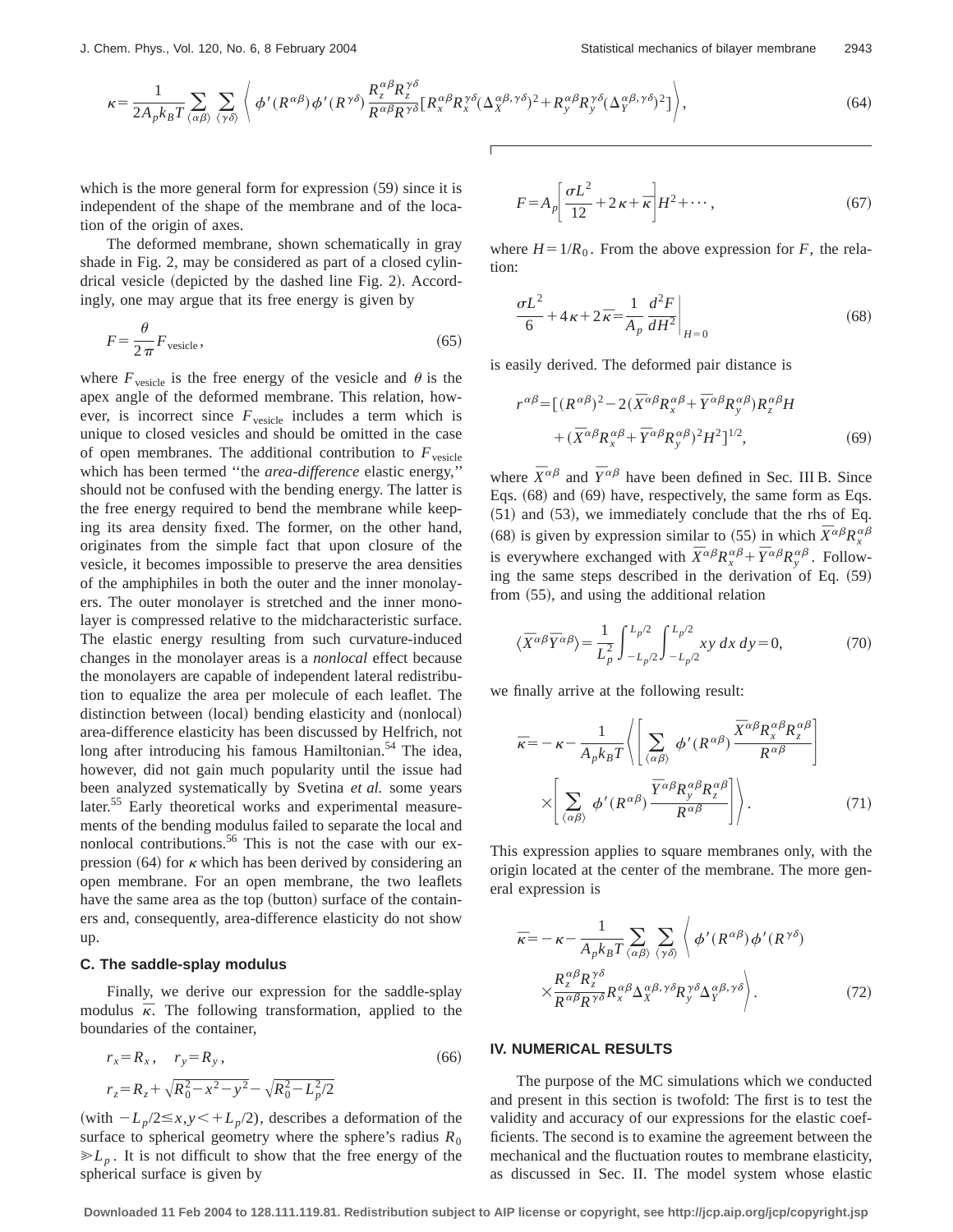$$\kappa = \frac{1}{2A_p k_B T} \sum_{\langle \alpha\beta \rangle} \sum_{\langle \gamma\delta \rangle} \left\langle \phi'(R^{\alpha\beta}) \phi'(R^{\gamma\delta}) \frac{R_z^{\alpha\beta} R_z^{\gamma\delta}}{R^{\alpha\beta} R^{\gamma\delta}} [R_x^{\alpha\beta} R_x^{\gamma\delta} (\Delta_X^{\alpha\beta,\gamma\delta})^2 + R_y^{\alpha\beta} R_y^{\gamma\delta} (\Delta_Y^{\alpha\beta,\gamma\delta})^2] \right\rangle, \tag{64}$$

which is the more general form for expression (59) since it is independent of the shape of the membrane and of the location of the origin of axes.

The deformed membrane, shown schematically in gray shade in Fig. 2, may be considered as part of a closed cylindrical vesicle (depicted by the dashed line Fig. 2). Accordingly, one may argue that its free energy is given by

$$F = \frac{\theta}{2\pi} F_{\text{vesicle}}, \tag{65}$$

where $F_{\text{vesicle}}$ is the free energy of the vesicle and $\theta$ is the apex angle of the deformed membrane. This relation, however, is incorrect since $F_{\text{vesicle}}$ includes a term which is unique to closed vesicles and should be omitted in the case of open membranes. The additional contribution to $F_{\text{vesicle}}$ which has been termed "the *area-difference* elastic energy," should not be confused with the bending energy. The latter is the free energy required to bend the membrane while keeping its area density fixed. The former, on the other hand, originates from the simple fact that upon closure of the vesicle, it becomes impossible to preserve the area densities of the amphiphiles in both the outer and the inner monolayers. The outer monolayer is stretched and the inner monolayer is compressed relative to the midcharacteristic surface. The elastic energy resulting from such curvature-induced changes in the monolayer areas is a *nonlocal* effect because the monolayers are capable of independent lateral redistribution to equalize the area per molecule of each leaflet. The distinction between (local) bending elasticity and (nonlocal) area-difference elasticity has been discussed by Helfrich, not long after introducing his famous Hamiltonian.[54] The idea, however, did not gain much popularity until the issue had been analyzed systematically by Svetina *et al.* some years later.[55] Early theoretical works and experimental measurements of the bending modulus failed to separate the local and nonlocal contributions.[56] This is not the case with our expression (64) for $\kappa$ which has been derived by considering an open membrane. For an open membrane, the two leaflets have the same area as the top (button) surface of the containers and, consequently, area-difference elasticity do not show up.

### C. The saddle-splay modulus

Finally, we derive our expression for the saddle-splay modulus $\bar{\kappa}$. The following transformation, applied to the boundaries of the container,

$$r_x = R_x, \quad r_y = R_y, \tag{66}$$
$$r_z = R_z + \sqrt{R_0^2 - x^2 - y^2} - \sqrt{R_0^2 - L_p^2/2}$$

(with $-L_p/2 \leq x, y < +L_p/2$), describes a deformation of the surface to spherical geometry where the sphere's radius $R_0 \gg L_p$. It is not difficult to show that the free energy of the spherical surface is given by

$$F = A_p \left[ \frac{\sigma L^2}{12} + 2\kappa + \bar{\kappa} \right] H^2 + \cdots, \tag{67}$$

where $H = 1/R_0$. From the above expression for $F$, the relation:

$$\frac{\sigma L^2}{6} + 4\kappa + 2\bar{\kappa} = \frac{1}{A_p} \left. \frac{d^2 F}{dH^2} \right|_{H=0} \tag{68}$$

is easily derived. The deformed pair distance is

$$r^{\alpha\beta} = [(R^{\alpha\beta})^2 - 2(\bar{X}^{\alpha\beta} R_x^{\alpha\beta} + \bar{Y}^{\alpha\beta} R_y^{\alpha\beta}) R_z^{\alpha\beta} H + (\bar{X}^{\alpha\beta} R_x^{\alpha\beta} + \bar{Y}^{\alpha\beta} R_y^{\alpha\beta})^2 H^2]^{1/2}, \tag{69}$$

where $\bar{X}^{\alpha\beta}$ and $\bar{Y}^{\alpha\beta}$ have been defined in Sec. III B. Since Eqs. (68) and (69) have, respectively, the same form as Eqs. (51) and (53), we immediately conclude that the rhs of Eq. (68) is given by expression similar to (55) in which $\bar{X}^{\alpha\beta} R_x^{\alpha\beta}$ is everywhere exchanged with $\bar{X}^{\alpha\beta} R_x^{\alpha\beta} + \bar{Y}^{\alpha\beta} R_y^{\alpha\beta}$. Following the same steps described in the derivation of Eq. (59) from (55), and using the additional relation

$$\langle \bar{X}^{\alpha\beta} \bar{Y}^{\alpha\beta} \rangle = \frac{1}{L_p^2} \int_{-L_p/2}^{L_p/2} \int_{-L_p/2}^{L_p/2} xy \, dx \, dy = 0, \tag{70}$$

we finally arrive at the following result:

$$\bar{\kappa} = -\kappa - \frac{1}{A_p k_B T} \left\langle \left[ \sum_{\langle \alpha\beta \rangle} \phi'(R^{\alpha\beta}) \frac{\bar{X}^{\alpha\beta} R_x^{\alpha\beta} R_z^{\alpha\beta}}{R^{\alpha\beta}} \right] \times \left[ \sum_{\langle \alpha\beta \rangle} \phi'(R^{\alpha\beta}) \frac{\bar{Y}^{\alpha\beta} R_y^{\alpha\beta} R_z^{\alpha\beta}}{R^{\alpha\beta}} \right] \right\rangle. \tag{71}$$

This expression applies to square membranes only, with the origin located at the center of the membrane. The more general expression is

$$\bar{\kappa} = -\kappa - \frac{1}{A_p k_B T} \sum_{\langle \alpha\beta \rangle} \sum_{\langle \gamma\delta \rangle} \left\langle \phi'(R^{\alpha\beta}) \phi'(R^{\gamma\delta}) \times \frac{R_z^{\alpha\beta} R_z^{\gamma\delta}}{R^{\alpha\beta} R^{\gamma\delta}} R_x^{\alpha\beta} \Delta_X^{\alpha\beta,\gamma\delta} R_y^{\gamma\delta} \Delta_Y^{\alpha\beta,\gamma\delta} \right\rangle. \tag{72}$$

## IV. NUMERICAL RESULTS

The purpose of the MC simulations which we conducted and present in this section is twofold: The first is to test the validity and accuracy of our expressions for the elastic coefficients. The second is to examine the agreement between the mechanical and the fluctuation routes to membrane elasticity, as discussed in Sec. II. The model system whose elastic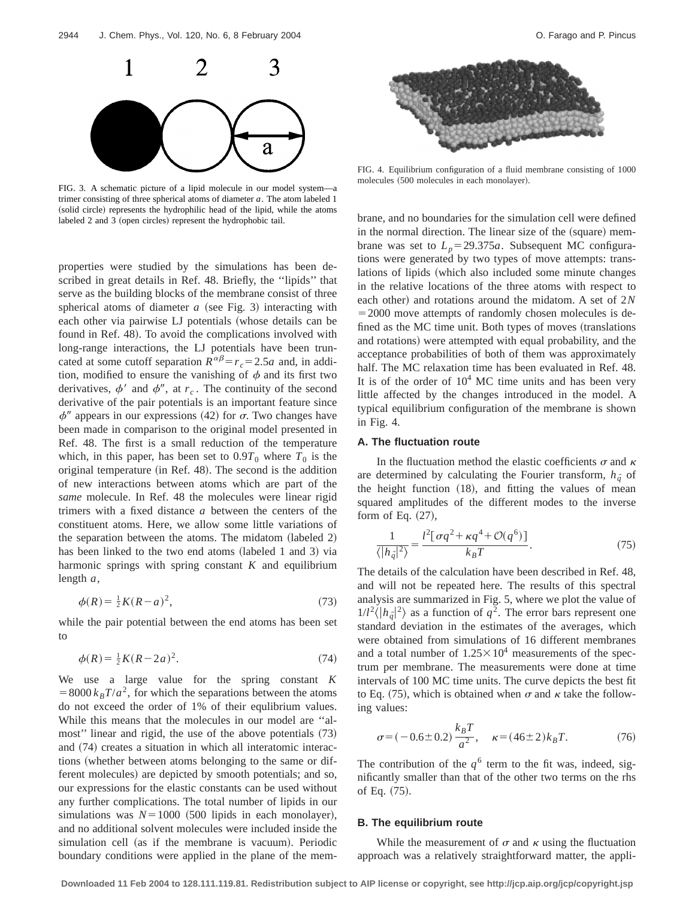FIG. 3. A schematic picture of a lipid molecule in our model system—a trimer consisting of three spherical atoms of diameter $a$. The atom labeled 1 (solid circle) represents the hydrophilic head of the lipid, while the atoms labeled 2 and 3 (open circles) represent the hydrophobic tail.

FIG. 4. Equilibrium configuration of a fluid membrane consisting of 1000 molecules (500 molecules in each monolayer).

properties were studied by the simulations has been described in great details in Ref. 48. Briefly, the ''lipids'' that serve as the building blocks of the membrane consist of three spherical atoms of diameter $a$ (see Fig. 3) interacting with each other via pairwise LJ potentials (whose details can be found in Ref. 48). To avoid the complications involved with long-range interactions, the LJ potentials have been truncated at some cutoff separation $R^{\alpha\beta}=r_c=2.5a$ and, in addition, modified to ensure the vanishing of $\phi$ and its first two derivatives, $\phi'$ and $\phi''$, at $r_c$. The continuity of the second derivative of the pair potentials is an important feature since $\phi''$ appears in our expressions (42) for $\sigma$. Two changes have been made in comparison to the original model presented in Ref. 48. The first is a small reduction of the temperature which, in this paper, has been set to $0.9T_0$ where $T_0$ is the original temperature (in Ref. 48). The second is the addition of new interactions between atoms which are part of the *same* molecule. In Ref. 48 the molecules were linear rigid trimers with a fixed distance $a$ between the centers of the constituent atoms. Here, we allow some little variations of the separation between the atoms. The midatom (labeled 2) has been linked to the two end atoms (labeled 1 and 3) via harmonic springs with spring constant $K$ and equilibrium length $a$,

$$\phi(R)=\tfrac{1}{2}K(R-a)^2, \tag{73}$$

while the pair potential between the end atoms has been set to

$$\phi(R)=\tfrac{1}{2}K(R-2a)^2. \tag{74}$$

We use a large value for the spring constant $K=8000\,k_BT/a^2$, for which the separations between the atoms do not exceed the order of 1% of their equlibrium values. While this means that the molecules in our model are ''almost'' linear and rigid, the use of the above potentials (73) and (74) creates a situation in which all interatomic interactions (whether between atoms belonging to the same or different molecules) are depicted by smooth potentials; and so, our expressions for the elastic constants can be used without any further complications. The total number of lipids in our simulations was $N=1000$ (500 lipids in each monolayer), and no additional solvent molecules were included inside the simulation cell (as if the membrane is vacuum). Periodic boundary conditions were applied in the plane of the membrane, and no boundaries for the simulation cell were defined in the normal direction. The linear size of the (square) membrane was set to $L_p=29.375a$. Subsequent MC configurations were generated by two types of move attempts: translations of lipids (which also included some minute changes in the relative locations of the three atoms with respect to each other) and rotations around the midatom. A set of $2N=2000$ move attempts of randomly chosen molecules is defined as the MC time unit. Both types of moves (translations and rotations) were attempted with equal probability, and the acceptance probabilities of both of them was approximately half. The MC relaxation time has been evaluated in Ref. 48. It is of the order of $10^4$ MC time units and has been very little affected by the changes introduced in the model. A typical equilibrium configuration of the membrane is shown in Fig. 4.

### A. The fluctuation route

In the fluctuation method the elastic coefficients $\sigma$ and $\kappa$ are determined by calculating the Fourier transform, $h_{\vec{q}}$ of the height function (18), and fitting the values of mean squared amplitudes of the different modes to the inverse form of Eq. (27),

$$\frac{1}{\langle|h_{\vec{q}}|^2\rangle}=\frac{l^2[\sigma q^2+\kappa q^4+\mathcal{O}(q^6)]}{k_BT}. \tag{75}$$

The details of the calculation have been described in Ref. 48, and will not be repeated here. The results of this spectral analysis are summarized in Fig. 5, where we plot the value of $1/l^2\langle|h_{\vec{q}}|^2\rangle$ as a function of $q^2$. The error bars represent one standard deviation in the estimates of the averages, which were obtained from simulations of 16 different membranes and a total number of $1.25\times10^4$ measurements of the spectrum per membrane. The measurements were done at time intervals of 100 MC time units. The curve depicts the best fit to Eq. (75), which is obtained when $\sigma$ and $\kappa$ take the following values:

$$\sigma=(-0.6\pm0.2)\frac{k_BT}{a^2},\quad \kappa=(46\pm2)k_BT. \tag{76}$$

The contribution of the $q^6$ term to the fit was, indeed, significantly smaller than that of the other two terms on the rhs of Eq. (75).

### B. The equilibrium route

While the measurement of $\sigma$ and $\kappa$ using the fluctuation approach was a relatively straightforward matter, the appli-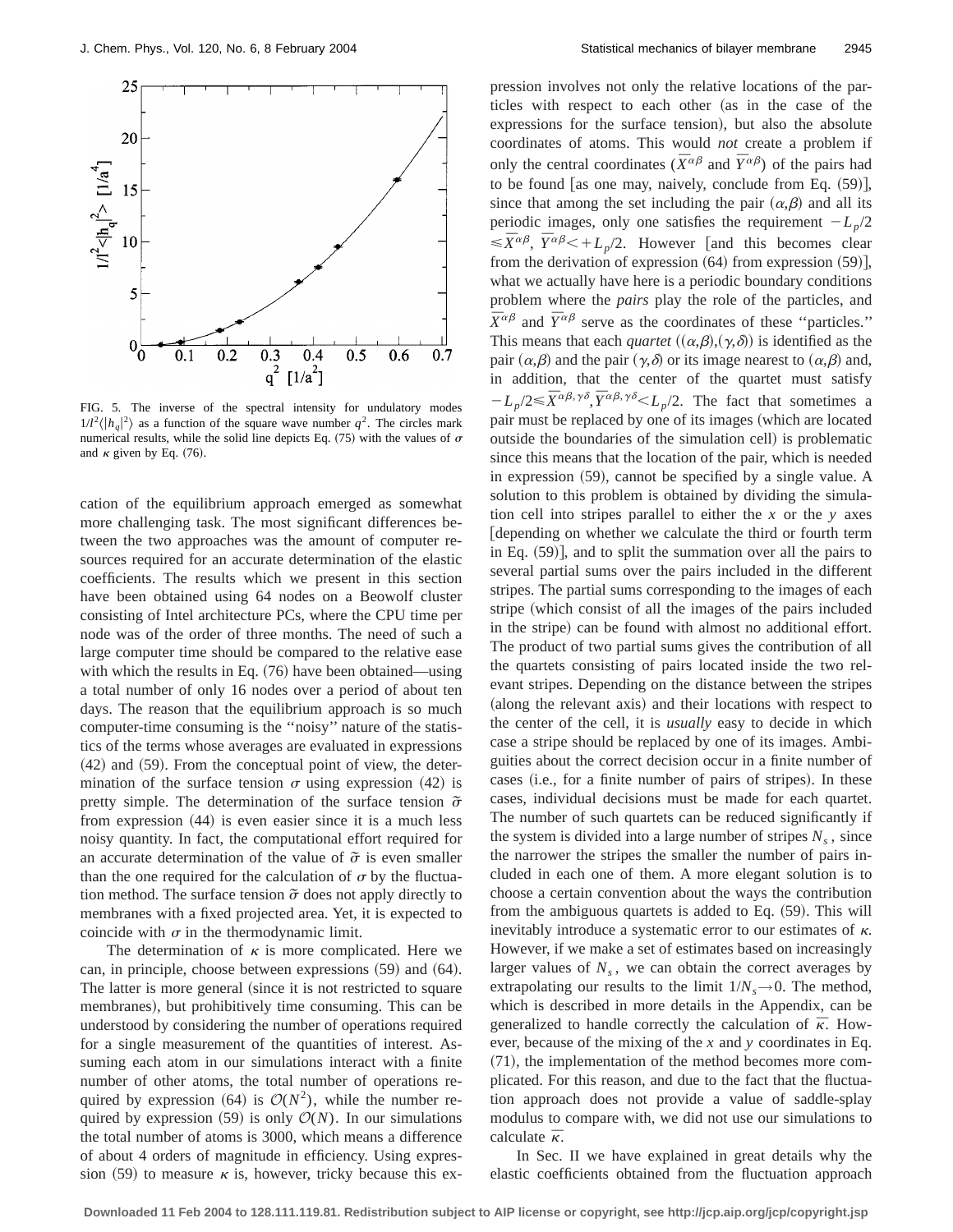FIG. 5. The inverse of the spectral intensity for undulatory modes $1/l^2\langle|h_q|^2\rangle$ as a function of the square wave number $q^2$. The circles mark numerical results, while the solid line depicts Eq. (75) with the values of $\sigma$ and $\kappa$ given by Eq. (76).

cation of the equilibrium approach emerged as somewhat more challenging task. The most significant differences between the two approaches was the amount of computer resources required for an accurate determination of the elastic coefficients. The results which we present in this section have been obtained using 64 nodes on a Beowolf cluster consisting of Intel architecture PCs, where the CPU time per node was of the order of three months. The need of such a large computer time should be compared to the relative ease with which the results in Eq. (76) have been obtained—using a total number of only 16 nodes over a period of about ten days. The reason that the equilibrium approach is so much computer-time consuming is the "noisy" nature of the statistics of the terms whose averages are evaluated in expressions (42) and (59). From the conceptual point of view, the determination of the surface tension $\sigma$ using expression (42) is pretty simple. The determination of the surface tension $\tilde{\sigma}$ from expression (44) is even easier since it is a much less noisy quantity. In fact, the computational effort required for an accurate determination of the value of $\tilde{\sigma}$ is even smaller than the one required for the calculation of $\sigma$ by the fluctuation method. The surface tension $\tilde{\sigma}$ does not apply directly to membranes with a fixed projected area. Yet, it is expected to coincide with $\sigma$ in the thermodynamic limit.

The determination of $\kappa$ is more complicated. Here we can, in principle, choose between expressions (59) and (64). The latter is more general (since it is not restricted to square membranes), but prohibitively time consuming. This can be understood by considering the number of operations required for a single measurement of the quantities of interest. Assuming each atom in our simulations interact with a finite number of other atoms, the total number of operations required by expression (64) is $\mathcal{O}(N^2)$, while the number required by expression (59) is only $\mathcal{O}(N)$. In our simulations the total number of atoms is 3000, which means a difference of about 4 orders of magnitude in efficiency. Using expression (59) to measure $\kappa$ is, however, tricky because this expression involves not only the relative locations of the particles with respect to each other (as in the case of the expressions for the surface tension), but also the absolute coordinates of atoms. This would *not* create a problem if only the central coordinates ($\bar{X}^{\alpha\beta}$ and $\bar{Y}^{\alpha\beta}$) of the pairs had to be found [as one may, naively, conclude from Eq. (59)], since that among the set including the pair $(\alpha,\beta)$ and all its periodic images, only one satisfies the requirement $-L_p/2 \leqslant \bar{X}^{\alpha\beta}, \bar{Y}^{\alpha\beta} < +L_p/2$. However [and this becomes clear from the derivation of expression (64) from expression (59)], what we actually have here is a periodic boundary conditions problem where the *pairs* play the role of the particles, and $\bar{X}^{\alpha\beta}$ and $\bar{Y}^{\alpha\beta}$ serve as the coordinates of these "particles." This means that each *quartet* $((\alpha,\beta),(\gamma,\delta))$ is identified as the pair $(\alpha,\beta)$ and the pair $(\gamma,\delta)$ or its image nearest to $(\alpha,\beta)$ and, in addition, that the center of the quartet must satisfy $-L_p/2 \leqslant \bar{X}^{\alpha\beta,\gamma\delta}, \bar{Y}^{\alpha\beta,\gamma\delta} < L_p/2$. The fact that sometimes a pair must be replaced by one of its images (which are located outside the boundaries of the simulation cell) is problematic since this means that the location of the pair, which is needed in expression (59), cannot be specified by a single value. A solution to this problem is obtained by dividing the simulation cell into stripes parallel to either the $x$ or the $y$ axes [depending on whether we calculate the third or fourth term in Eq. (59)], and to split the summation over all the pairs to several partial sums over the pairs included in the different stripes. The partial sums corresponding to the images of each stripe (which consist of all the images of the pairs included in the stripe) can be found with almost no additional effort. The product of two partial sums gives the contribution of all the quartets consisting of pairs located inside the two relevant stripes. Depending on the distance between the stripes (along the relevant axis) and their locations with respect to the center of the cell, it is *usually* easy to decide in which case a stripe should be replaced by one of its images. Ambiguities about the correct decision occur in a finite number of cases (i.e., for a finite number of pairs of stripes). In these cases, individual decisions must be made for each quartet. The number of such quartets can be reduced significantly if the system is divided into a large number of stripes $N_s$, since the narrower the stripes the smaller the number of pairs included in each one of them. A more elegant solution is to choose a certain convention about the ways the contribution from the ambiguous quartets is added to Eq. (59). This will inevitably introduce a systematic error to our estimates of $\kappa$. However, if we make a set of estimates based on increasingly larger values of $N_s$, we can obtain the correct averages by extrapolating our results to the limit $1/N_s \to 0$. The method, which is described in more details in the Appendix, can be generalized to handle correctly the calculation of $\bar{\kappa}$. However, because of the mixing of the $x$ and $y$ coordinates in Eq. (71), the implementation of the method becomes more complicated. For this reason, and due to the fact that the fluctuation approach does not provide a value of saddle-splay modulus to compare with, we did not use our simulations to calculate $\bar{\kappa}$.

In Sec. II we have explained in great details why the elastic coefficients obtained from the fluctuation approach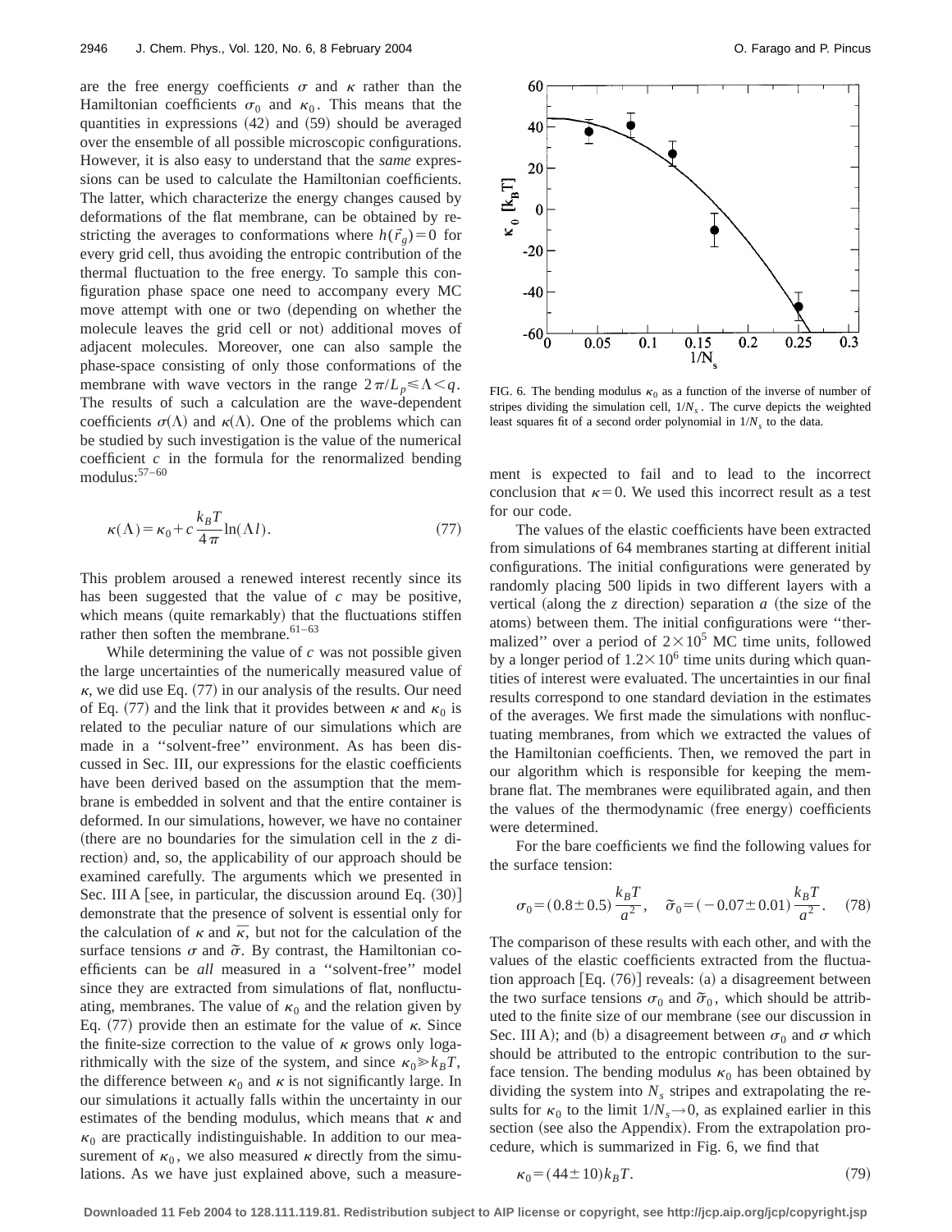are the free energy coefficients $\sigma$ and $\kappa$ rather than the Hamiltonian coefficients $\sigma_0$ and $\kappa_0$. This means that the quantities in expressions (42) and (59) should be averaged over the ensemble of all possible microscopic configurations. However, it is also easy to understand that the *same* expressions can be used to calculate the Hamiltonian coefficients. The latter, which characterize the energy changes caused by deformations of the flat membrane, can be obtained by restricting the averages to conformations where $h(\vec{r}_g)=0$ for every grid cell, thus avoiding the entropic contribution of the thermal fluctuation to the free energy. To sample this configuration phase space one need to accompany every MC move attempt with one or two (depending on whether the molecule leaves the grid cell or not) additional moves of adjacent molecules. Moreover, one can also sample the phase-space consisting of only those conformations of the membrane with wave vectors in the range $2\pi/L_p \leq \Lambda < q$. The results of such a calculation are the wave-dependent coefficients $\sigma(\Lambda)$ and $\kappa(\Lambda)$. One of the problems which can be studied by such investigation is the value of the numerical coefficient $c$ in the formula for the renormalized bending modulus:[57–60]

$$\kappa(\Lambda)=\kappa_0+c\frac{k_BT}{4\pi}\ln(\Lambda l). \tag{77}$$

This problem aroused a renewed interest recently since its has been suggested that the value of $c$ may be positive, which means (quite remarkably) that the fluctuations stiffen rather then soften the membrane.[61–63]

While determining the value of $c$ was not possible given the large uncertainties of the numerically measured value of $\kappa$, we did use Eq. (77) in our analysis of the results. Our need of Eq. (77) and the link that it provides between $\kappa$ and $\kappa_0$ is related to the peculiar nature of our simulations which are made in a ''solvent-free'' environment. As has been discussed in Sec. III, our expressions for the elastic coefficients have been derived based on the assumption that the membrane is embedded in solvent and that the entire container is deformed. In our simulations, however, we have no container (there are no boundaries for the simulation cell in the $z$ direction) and, so, the applicability of our approach should be examined carefully. The arguments which we presented in Sec. III A [see, in particular, the discussion around Eq. (30)] demonstrate that the presence of solvent is essential only for the calculation of $\kappa$ and $\bar{\kappa}$, but not for the calculation of the surface tensions $\sigma$ and $\tilde{\sigma}$. By contrast, the Hamiltonian coefficients can be *all* measured in a ''solvent-free'' model since they are extracted from simulations of flat, nonfluctuating, membranes. The value of $\kappa_0$ and the relation given by Eq. (77) provide then an estimate for the value of $\kappa$. Since the finite-size correction to the value of $\kappa$ grows only logarithmically with the size of the system, and since $\kappa_0 \gg k_BT$, the difference between $\kappa_0$ and $\kappa$ is not significantly large. In our simulations it actually falls within the uncertainty in our estimates of the bending modulus, which means that $\kappa$ and $\kappa_0$ are practically indistinguishable. In addition to our measurement of $\kappa_0$, we also measured $\kappa$ directly from the simulations. As we have just explained above, such a measurement is expected to fail and to lead to the incorrect conclusion that $\kappa=0$. We used this incorrect result as a test for our code.

FIG. 6. The bending modulus $\kappa_0$ as a function of the inverse of number of stripes dividing the simulation cell, $1/N_s$. The curve depicts the weighted least squares fit of a second order polynomial in $1/N_s$ to the data.

The values of the elastic coefficients have been extracted from simulations of 64 membranes starting at different initial configurations. The initial configurations were generated by randomly placing 500 lipids in two different layers with a vertical (along the $z$ direction) separation $a$ (the size of the atoms) between them. The initial configurations were ''thermalized'' over a period of $2\times10^5$ MC time units, followed by a longer period of $1.2\times10^6$ time units during which quantities of interest were evaluated. The uncertainties in our final results correspond to one standard deviation in the estimates of the averages. We first made the simulations with nonfluctuating membranes, from which we extracted the values of the Hamiltonian coefficients. Then, we removed the part in our algorithm which is responsible for keeping the membrane flat. The membranes were equilibrated again, and then the values of the thermodynamic (free energy) coefficients were determined.

For the bare coefficients we find the following values for the surface tension:

$$\sigma_0=(0.8\pm0.5)\frac{k_BT}{a^2}, \quad \tilde{\sigma}_0=(-0.07\pm0.01)\frac{k_BT}{a^2}. \tag{78}$$

The comparison of these results with each other, and with the values of the elastic coefficients extracted from the fluctuation approach [Eq. (76)] reveals: (a) a disagreement between the two surface tensions $\sigma_0$ and $\tilde{\sigma}_0$, which should be attributed to the finite size of our membrane (see our discussion in Sec. III A); and (b) a disagreement between $\sigma_0$ and $\sigma$ which should be attributed to the entropic contribution to the surface tension. The bending modulus $\kappa_0$ has been obtained by dividing the system into $N_s$ stripes and extrapolating the results for $\kappa_0$ to the limit $1/N_s\to0$, as explained earlier in this section (see also the Appendix). From the extrapolation procedure, which is summarized in Fig. 6, we find that

$$\kappa_0=(44\pm10)k_BT. \tag{79}$$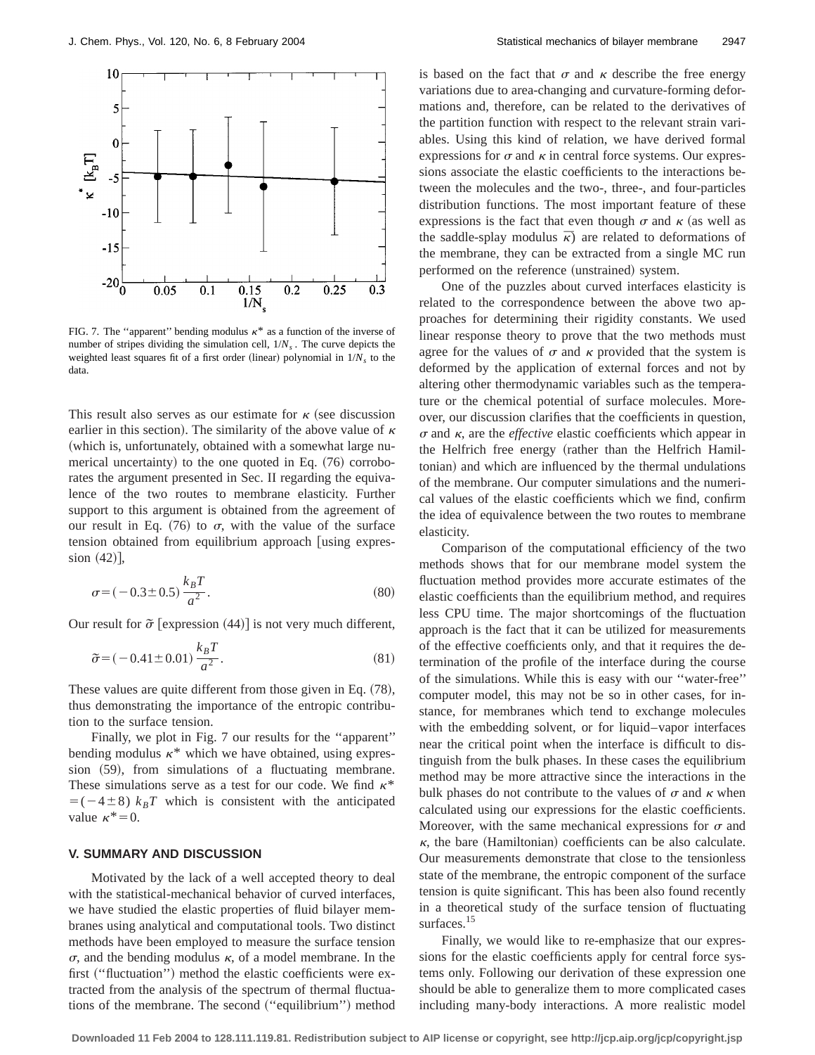10
5
0
-5
-10
-15
-20
$\kappa^*$ [$k_BT$]
0
0.05
0.1
0.15
0.2
0.25
0.3
$1/N_s$

FIG. 7. The ''apparent'' bending modulus $\kappa^*$ as a function of the inverse of number of stripes dividing the simulation cell, $1/N_s$. The curve depicts the weighted least squares fit of a first order (linear) polynomial in $1/N_s$ to the data.

This result also serves as our estimate for $\kappa$ (see discussion earlier in this section). The similarity of the above value of $\kappa$ (which is, unfortunately, obtained with a somewhat large numerical uncertainty) to the one quoted in Eq. (76) corroborates the argument presented in Sec. II regarding the equivalence of the two routes to membrane elasticity. Further support to this argument is obtained from the agreement of our result in Eq. (76) to $\sigma$, with the value of the surface tension obtained from equilibrium approach [using expression (42)],

$$\sigma = (-0.3 \pm 0.5)\frac{k_BT}{a^2}. \tag{80}$$

Our result for $\tilde{\sigma}$ [expression (44)] is not very much different,

$$\tilde{\sigma} = (-0.41 \pm 0.01)\frac{k_BT}{a^2}. \tag{81}$$

These values are quite different from those given in Eq. (78), thus demonstrating the importance of the entropic contribution to the surface tension.

Finally, we plot in Fig. 7 our results for the ''apparent'' bending modulus $\kappa^*$ which we have obtained, using expression (59), from simulations of a fluctuating membrane. These simulations serve as a test for our code. We find $\kappa^* = (-4 \pm 8)\ k_BT$ which is consistent with the anticipated value $\kappa^* = 0$.

## V. SUMMARY AND DISCUSSION

Motivated by the lack of a well accepted theory to deal with the statistical-mechanical behavior of curved interfaces, we have studied the elastic properties of fluid bilayer membranes using analytical and computational tools. Two distinct methods have been employed to measure the surface tension $\sigma$, and the bending modulus $\kappa$, of a model membrane. In the first (''fluctuation'') method the elastic coefficients were extracted from the analysis of the spectrum of thermal fluctuations of the membrane. The second (''equilibrium'') method is based on the fact that $\sigma$ and $\kappa$ describe the free energy variations due to area-changing and curvature-forming deformations and, therefore, can be related to the derivatives of the partition function with respect to the relevant strain variables. Using this kind of relation, we have derived formal expressions for $\sigma$ and $\kappa$ in central force systems. Our expressions associate the elastic coefficients to the interactions between the molecules and the two-, three-, and four-particles distribution functions. The most important feature of these expressions is the fact that even though $\sigma$ and $\kappa$ (as well as the saddle-splay modulus $\bar{\kappa}$) are related to deformations of the membrane, they can be extracted from a single MC run performed on the reference (unstrained) system.

One of the puzzles about curved interfaces elasticity is related to the correspondence between the above two approaches for determining their rigidity constants. We used linear response theory to prove that the two methods must agree for the values of $\sigma$ and $\kappa$ provided that the system is deformed by the application of external forces and not by altering other thermodynamic variables such as the temperature or the chemical potential of surface molecules. Moreover, our discussion clarifies that the coefficients in question, $\sigma$ and $\kappa$, are the *effective* elastic coefficients which appear in the Helfrich free energy (rather than the Helfrich Hamiltonian) and which are influenced by the thermal undulations of the membrane. Our computer simulations and the numerical values of the elastic coefficients which we find, confirm the idea of equivalence between the two routes to membrane elasticity.

Comparison of the computational efficiency of the two methods shows that for our membrane model system the fluctuation method provides more accurate estimates of the elastic coefficients than the equilibrium method, and requires less CPU time. The major shortcomings of the fluctuation approach is the fact that it can be utilized for measurements of the effective coefficients only, and that it requires the determination of the profile of the interface during the course of the simulations. While this is easy with our ''water-free'' computer model, this may not be so in other cases, for instance, for membranes which tend to exchange molecules with the embedding solvent, or for liquid–vapor interfaces near the critical point when the interface is difficult to distinguish from the bulk phases. In these cases the equilibrium method may be more attractive since the interactions in the bulk phases do not contribute to the values of $\sigma$ and $\kappa$ when calculated using our expressions for the elastic coefficients. Moreover, with the same mechanical expressions for $\sigma$ and $\kappa$, the bare (Hamiltonian) coefficients can be also calculate. Our measurements demonstrate that close to the tensionless state of the membrane, the entropic component of the surface tension is quite significant. This has been also found recently in a theoretical study of the surface tension of fluctuating surfaces.[15]

Finally, we would like to re-emphasize that our expressions for the elastic coefficients apply for central force systems only. Following our derivation of these expression one should be able to generalize them to more complicated cases including many-body interactions. A more realistic model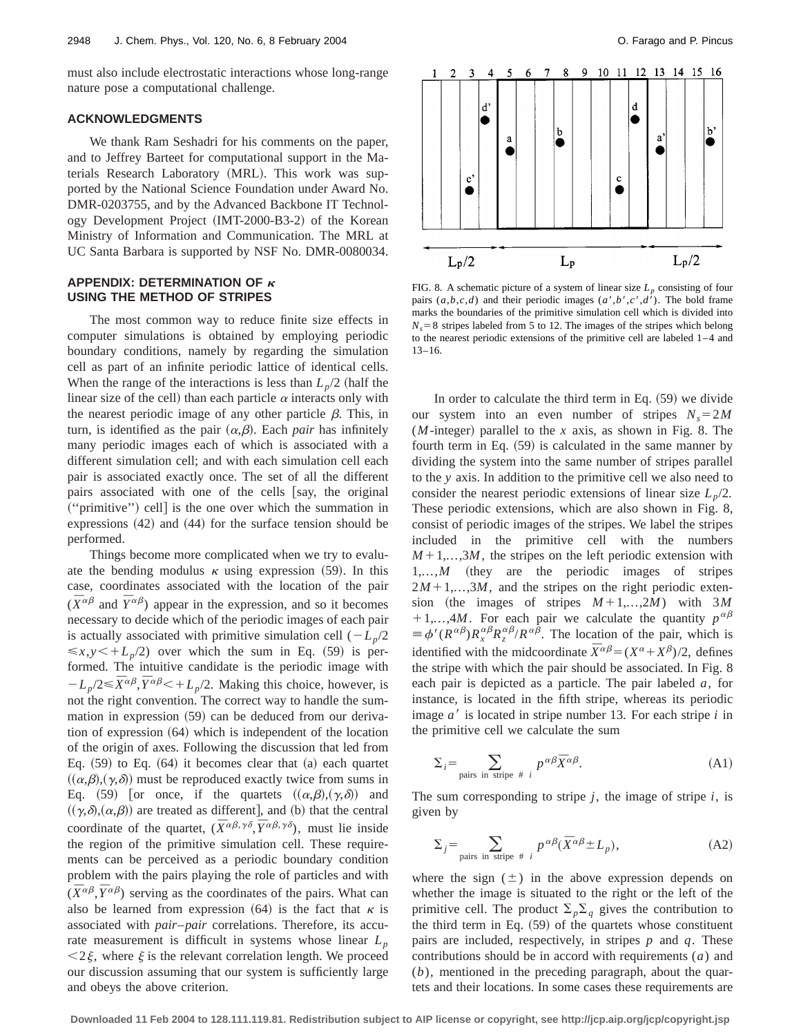must also include electrostatic interactions whose long-range nature pose a computational challenge.

## ACKNOWLEDGMENTS

We thank Ram Seshadri for his comments on the paper, and to Jeffrey Barteet for computational support in the Materials Research Laboratory (MRL). This work was supported by the National Science Foundation under Award No. DMR-0203755, and by the Advanced Backbone IT Technology Development Project (IMT-2000-B3-2) of the Korean Ministry of Information and Communication. The MRL at UC Santa Barbara is supported by NSF No. DMR-0080034.

## APPENDIX: DETERMINATION OF $\kappa$ USING THE METHOD OF STRIPES

The most common way to reduce finite size effects in computer simulations is obtained by employing periodic boundary conditions, namely by regarding the simulation cell as part of an infinite periodic lattice of identical cells. When the range of the interactions is less than $L_p/2$ (half the linear size of the cell) than each particle $\alpha$ interacts only with the nearest periodic image of any other particle $\beta$. This, in turn, is identified as the pair $(\alpha,\beta)$. Each *pair* has infinitely many periodic images each of which is associated with a different simulation cell; and with each simulation cell each pair is associated exactly once. The set of all the different pairs associated with one of the cells [say, the original ("primitive") cell] is the one over which the summation in expressions (42) and (44) for the surface tension should be performed.

Things become more complicated when we try to evaluate the bending modulus $\kappa$ using expression (59). In this case, coordinates associated with the location of the pair ($\bar{X}^{\alpha\beta}$ and $\bar{Y}^{\alpha\beta}$) appear in the expression, and so it becomes necessary to decide which of the periodic images of each pair is actually associated with primitive simulation cell ($-L_p/2 \leq x,y < +L_p/2$) over which the sum in Eq. (59) is performed. The intuitive candidate is the periodic image with $-L_p/2 \leq \bar{X}^{\alpha\beta},\bar{Y}^{\alpha\beta} < +L_p/2$. Making this choice, however, is not the right convention. The correct way to handle the summation in expression (59) can be deduced from our derivation of expression (64) which is independent of the location of the origin of axes. Following the discussion that led from Eq. (59) to Eq. (64) it becomes clear that (a) each quartet $((\alpha,\beta),(\gamma,\delta))$ must be reproduced exactly twice from sums in Eq. (59) [or once, if the quartets $((\alpha,\beta),(\gamma,\delta))$ and $((\gamma,\delta),(\alpha,\beta))$ are treated as different], and (b) that the central coordinate of the quartet, $(\bar{X}^{\alpha\beta,\gamma\delta},\bar{Y}^{\alpha\beta,\gamma\delta})$, must lie inside the region of the primitive simulation cell. These requirements can be perceived as a periodic boundary condition problem with the pairs playing the role of particles and with $(\bar{X}^{\alpha\beta},\bar{Y}^{\alpha\beta})$ serving as the coordinates of the pairs. What can also be learned from expression (64) is the fact that $\kappa$ is associated with *pair–pair* correlations. Therefore, its accurate measurement is difficult in systems whose linear $L_p < 2\xi$, where $\xi$ is the relevant correlation length. We proceed our discussion assuming that our system is sufficiently large and obeys the above criterion.

FIG. 8. A schematic picture of a system of linear size $L_p$ consisting of four pairs $(a,b,c,d)$ and their periodic images $(a',b',c',d')$. The bold frame marks the boundaries of the primitive simulation cell which is divided into $N_s=8$ stripes labeled from 5 to 12. The images of the stripes which belong to the nearest periodic extensions of the primitive cell are labeled 1–4 and 13–16.

In order to calculate the third term in Eq. (59) we divide our system into an even number of stripes $N_s=2M$ ($M$-integer) parallel to the $x$ axis, as shown in Fig. 8. The fourth term in Eq. (59) is calculated in the same manner by dividing the system into the same number of stripes parallel to the $y$ axis. In addition to the primitive cell we also need to consider the nearest periodic extensions of linear size $L_p/2$. These periodic extensions, which are also shown in Fig. 8, consist of periodic images of the stripes. We label the stripes included in the primitive cell with the numbers $M+1,\ldots,3M$, the stripes on the left periodic extension with $1,\ldots,M$ (they are the periodic images of stripes $2M+1,\ldots,3M$, and the stripes on the right periodic extension (the images of stripes $M+1,\ldots,2M$) with $3M+1,\ldots,4M$. For each pair we calculate the quantity $p^{\alpha\beta} \equiv \phi'(R^{\alpha\beta})R_x^{\alpha\beta}R_z^{\alpha\beta}/R^{\alpha\beta}$. The location of the pair, which is identified with the midcoordinate $\bar{X}^{\alpha\beta}=(X^{\alpha}+X^{\beta})/2$, defines the stripe with which the pair should be associated. In Fig. 8 each pair is depicted as a particle. The pair labeled $a$, for instance, is located in the fifth stripe, whereas its periodic image $a'$ is located in stripe number 13. For each stripe $i$ in the primitive cell we calculate the sum

$$\Sigma_i = \sum_{\text{pairs in stripe } \# \ i} p^{\alpha\beta}\bar{X}^{\alpha\beta}. \tag{A1}$$

The sum corresponding to stripe $j$, the image of stripe $i$, is given by

$$\Sigma_j = \sum_{\text{pairs in stripe } \# \ i} p^{\alpha\beta}(\bar{X}^{\alpha\beta} \pm L_p), \tag{A2}$$

where the sign ($\pm$) in the above expression depends on whether the image is situated to the right or the left of the primitive cell. The product $\Sigma_p\Sigma_q$ gives the contribution to the third term in Eq. (59) of the quartets whose constituent pairs are included, respectively, in stripes $p$ and $q$. These contributions should be in accord with requirements ($a$) and ($b$), mentioned in the preceding paragraph, about the quartets and their locations. In some cases these requirements are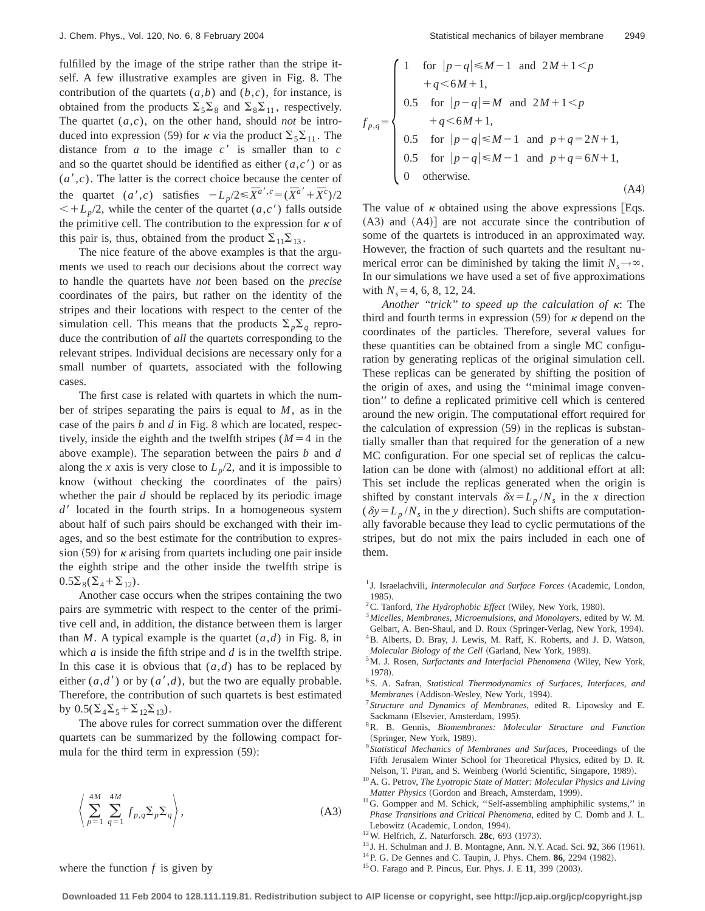fulfilled by the image of the stripe rather than the stripe itself. A few illustrative examples are given in Fig. 8. The contribution of the quartets $(a,b)$ and $(b,c)$, for instance, is obtained from the products $\Sigma_5\Sigma_8$ and $\Sigma_8\Sigma_{11}$, respectively. The quartet $(a,c)$, on the other hand, should *not* be introduced into expression (59) for $\kappa$ via the product $\Sigma_5\Sigma_{11}$. The distance from $a$ to the image $c'$ is smaller than to $c$ and so the quartet should be identified as either $(a,c')$ or as $(a',c)$. The latter is the correct choice because the center of the quartet $(a',c)$ satisfies $-L_p/2 \leq \bar{X}^{a',c} = (\bar{X}^{a'} + \bar{X}^c)/2 < +L_p/2$, while the center of the quartet $(a,c')$ falls outside the primitive cell. The contribution to the expression for $\kappa$ of this pair is, thus, obtained from the product $\Sigma_{11}\Sigma_{13}$.

The nice feature of the above examples is that the arguments we used to reach our decisions about the correct way to handle the quartets have *not* been based on the *precise* coordinates of the pairs, but rather on the identity of the stripes and their locations with respect to the center of the simulation cell. This means that the products $\Sigma_p\Sigma_q$ reproduce the contribution of *all* the quartets corresponding to the relevant stripes. Individual decisions are necessary only for a small number of quartets, associated with the following cases.

The first case is related with quartets in which the number of stripes separating the pairs is equal to $M$, as in the case of the pairs $b$ and $d$ in Fig. 8 which are located, respectively, inside the eighth and the twelfth stripes ($M=4$ in the above example). The separation between the pairs $b$ and $d$ along the $x$ axis is very close to $L_p/2$, and it is impossible to know (without checking the coordinates of the pairs) whether the pair $d$ should be replaced by its periodic image $d'$ located in the fourth strips. In a homogeneous system about half of such pairs should be exchanged with their images, and so the best estimate for the contribution to expression (59) for $\kappa$ arising from quartets including one pair inside the eighth stripe and the other inside the twelfth stripe is $0.5\Sigma_8(\Sigma_4+\Sigma_{12})$.

Another case occurs when the stripes containing the two pairs are symmetric with respect to the center of the primitive cell and, in addition, the distance between them is larger than $M$. A typical example is the quartet $(a,d)$ in Fig. 8, in which $a$ is inside the fifth stripe and $d$ is in the twelfth stripe. In this case it is obvious that $(a,d)$ has to be replaced by either $(a,d')$ or by $(a',d)$, but the two are equally probable. Therefore, the contribution of such quartets is best estimated by $0.5(\Sigma_4\Sigma_5+\Sigma_{12}\Sigma_{13})$.

The above rules for correct summation over the different quartets can be summarized by the following compact formula for the third term in expression (59):

$$\left\langle \sum_{p=1}^{4M} \sum_{q=1}^{4M} f_{p,q}\Sigma_p\Sigma_q \right\rangle, \tag{A3}$$

where the function $f$ is given by

$$f_{p,q} = \begin{cases} 1 & \text{for } |p-q| \leq M-1 \text{ and } 2M+1 < p + q < 6M+1, \\ 0.5 & \text{for } |p-q| = M \text{ and } 2M+1 < p + q < 6M+1, \\ 0.5 & \text{for } |p-q| \leq M-1 \text{ and } p+q = 2N+1, \\ 0.5 & \text{for } |p-q| \leq M-1 \text{ and } p+q = 6N+1, \\ 0 & \text{otherwise.} \end{cases} \tag{A4}$$

The value of $\kappa$ obtained using the above expressions [Eqs. (A3) and (A4)] are not accurate since the contribution of some of the quartets is introduced in an approximated way. However, the fraction of such quartets and the resultant numerical error can be diminished by taking the limit $N_s \to \infty$. In our simulations we have used a set of five approximations with $N_s = 4, 6, 8, 12, 24$.

*Another "trick" to speed up the calculation of* $\kappa$: The third and fourth terms in expression (59) for $\kappa$ depend on the coordinates of the particles. Therefore, several values for these quantities can be obtained from a single MC configuration by generating replicas of the original simulation cell. These replicas can be generated by shifting the position of the origin of axes, and using the "minimal image convention" to define a replicated primitive cell which is centered around the new origin. The computational effort required for the calculation of expression (59) in the replicas is substantially smaller than that required for the generation of a new MC configuration. For one special set of replicas the calculation can be done with (almost) no additional effort at all: This set include the replicas generated when the origin is shifted by constant intervals $\delta x = L_p/N_s$ in the $x$ direction ($\delta y = L_p/N_s$ in the $y$ direction). Such shifts are computationally favorable because they lead to cyclic permutations of the stripes, but do not mix the pairs included in each one of them.

[1] J. Israelachvili, *Intermolecular and Surface Forces* (Academic, London, 1985).

[2] C. Tanford, *The Hydrophobic Effect* (Wiley, New York, 1980).

[3] *Micelles, Membranes, Microemulsions, and Monolayers*, edited by W. M. Gelbart, A. Ben-Shaul, and D. Roux (Springer-Verlag, New York, 1994).

[4] B. Alberts, D. Bray, J. Lewis, M. Raff, K. Roberts, and J. D. Watson, *Molecular Biology of the Cell* (Garland, New York, 1989).

[5] M. J. Rosen, *Surfactants and Interfacial Phenomena* (Wiley, New York, 1978).

[6] S. A. Safran, *Statistical Thermodynamics of Surfaces, Interfaces, and Membranes* (Addison-Wesley, New York, 1994).

[7] *Structure and Dynamics of Membranes*, edited R. Lipowsky and E. Sackmann (Elsevier, Amsterdam, 1995).

[8] R. B. Gennis, *Biomembranes: Molecular Structure and Function* (Springer, New York, 1989).

[9] *Statistical Mechanics of Membranes and Surfaces*, Proceedings of the Fifth Jerusalem Winter School for Theoretical Physics, edited by D. R. Nelson, T. Piran, and S. Weinberg (World Scientific, Singapore, 1989).

[10] A. G. Petrov, *The Lyotropic State of Matter: Molecular Physics and Living Matter Physics* (Gordon and Breach, Amsterdam, 1999).

[11] G. Gompper and M. Schick, "Self-assembling amphiphilic systems," in *Phase Transitions and Critical Phenomena*, edited by C. Domb and J. L. Lebowitz (Academic, London, 1994).

[12] W. Helfrich, Z. Naturforsch. **28c**, 693 (1973).

[13] J. H. Schulman and J. B. Montagne, Ann. N.Y. Acad. Sci. **92**, 366 (1961).

[14] P. G. De Gennes and C. Taupin, J. Phys. Chem. **86**, 2294 (1982).

[15] O. Farago and P. Pincus, Eur. Phys. J. E **11**, 399 (2003).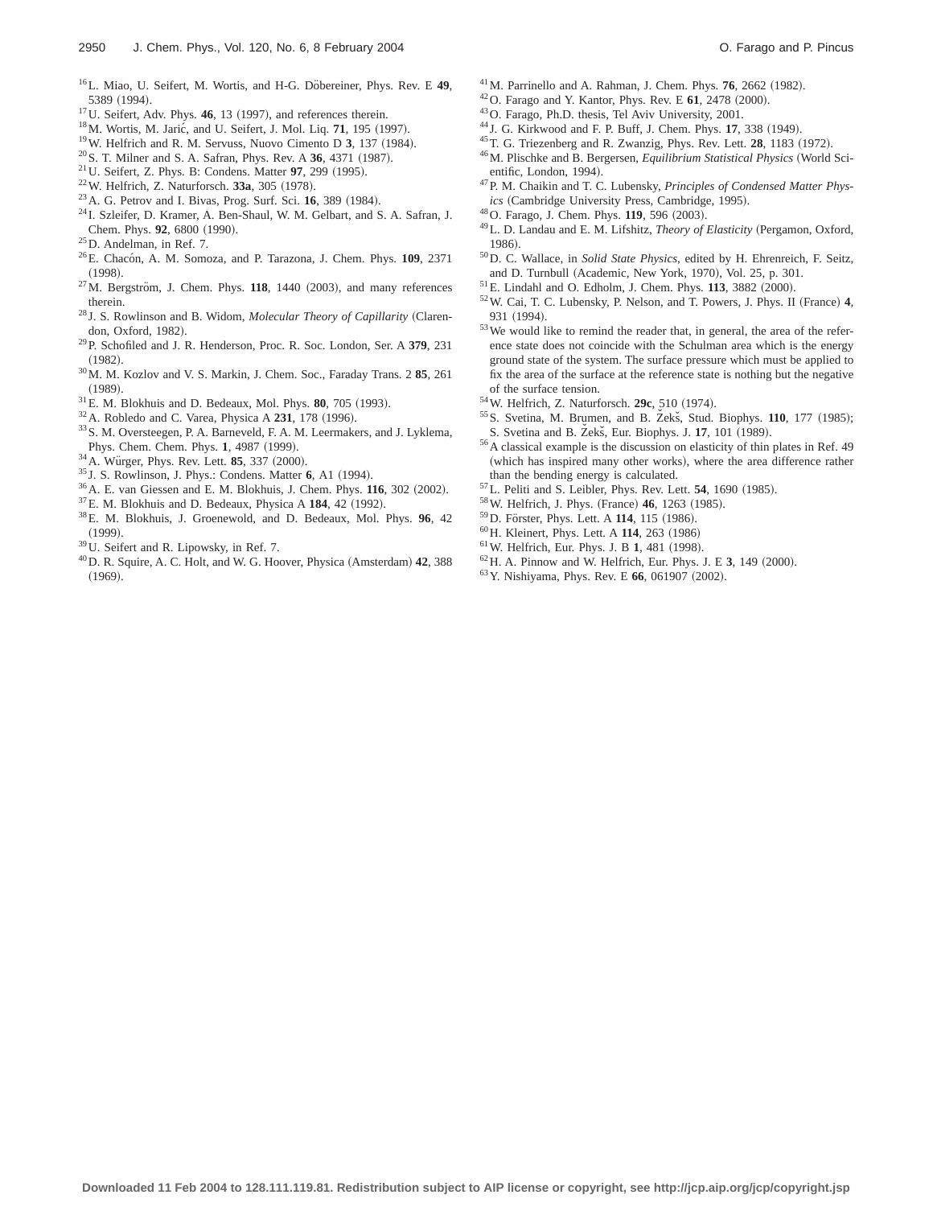[16] L. Miao, U. Seifert, M. Wortis, and H-G. Döbereiner, Phys. Rev. E **49**, 5389 (1994).

[17] U. Seifert, Adv. Phys. **46**, 13 (1997), and references therein.

[18] M. Wortis, M. Jarić, and U. Seifert, J. Mol. Liq. **71**, 195 (1997).

[19] W. Helfrich and R. M. Servuss, Nuovo Cimento D **3**, 137 (1984).

[20] S. T. Milner and S. A. Safran, Phys. Rev. A **36**, 4371 (1987).

[21] U. Seifert, Z. Phys. B: Condens. Matter **97**, 299 (1995).

[22] W. Helfrich, Z. Naturforsch. **33a**, 305 (1978).

[23] A. G. Petrov and I. Bivas, Prog. Surf. Sci. **16**, 389 (1984).

[24] I. Szleifer, D. Kramer, A. Ben-Shaul, W. M. Gelbart, and S. A. Safran, J. Chem. Phys. **92**, 6800 (1990).

[25] D. Andelman, in Ref. 7.

[26] E. Chacón, A. M. Somoza, and P. Tarazona, J. Chem. Phys. **109**, 2371 (1998).

[27] M. Bergström, J. Chem. Phys. **118**, 1440 (2003), and many references therein.

[28] J. S. Rowlinson and B. Widom, *Molecular Theory of Capillarity* (Clarendon, Oxford, 1982).

[29] P. Schofiled and J. R. Henderson, Proc. R. Soc. London, Ser. A **379**, 231 (1982).

[30] M. M. Kozlov and V. S. Markin, J. Chem. Soc., Faraday Trans. 2 **85**, 261 (1989).

[31] E. M. Blokhuis and D. Bedeaux, Mol. Phys. **80**, 705 (1993).

[32] A. Robledo and C. Varea, Physica A **231**, 178 (1996).

[33] S. M. Oversteegen, P. A. Barneveld, F. A. M. Leermakers, and J. Lyklema, Phys. Chem. Chem. Phys. **1**, 4987 (1999).

[34] A. Würger, Phys. Rev. Lett. **85**, 337 (2000).

[35] J. S. Rowlinson, J. Phys.: Condens. Matter **6**, A1 (1994).

[36] A. E. van Giessen and E. M. Blokhuis, J. Chem. Phys. **116**, 302 (2002).

[37] E. M. Blokhuis and D. Bedeaux, Physica A **184**, 42 (1992).

[38] E. M. Blokhuis, J. Groenewold, and D. Bedeaux, Mol. Phys. **96**, 42 (1999).

[39] U. Seifert and R. Lipowsky, in Ref. 7.

[40] D. R. Squire, A. C. Holt, and W. G. Hoover, Physica (Amsterdam) **42**, 388 (1969).

[41] M. Parrinello and A. Rahman, J. Chem. Phys. **76**, 2662 (1982).

[42] O. Farago and Y. Kantor, Phys. Rev. E **61**, 2478 (2000).

[43] O. Farago, Ph.D. thesis, Tel Aviv University, 2001.

[44] J. G. Kirkwood and F. P. Buff, J. Chem. Phys. **17**, 338 (1949).

[45] T. G. Triezenberg and R. Zwanzig, Phys. Rev. Lett. **28**, 1183 (1972).

[46] M. Plischke and B. Bergersen, *Equilibrium Statistical Physics* (World Scientific, London, 1994).

[47] P. M. Chaikin and T. C. Lubensky, *Principles of Condensed Matter Physics* (Cambridge University Press, Cambridge, 1995).

[48] O. Farago, J. Chem. Phys. **119**, 596 (2003).

[49] L. D. Landau and E. M. Lifshitz, *Theory of Elasticity* (Pergamon, Oxford, 1986).

[50] D. C. Wallace, in *Solid State Physics*, edited by H. Ehrenreich, F. Seitz, and D. Turnbull (Academic, New York, 1970), Vol. 25, p. 301.

[51] E. Lindahl and O. Edholm, J. Chem. Phys. **113**, 3882 (2000).

[52] W. Cai, T. C. Lubensky, P. Nelson, and T. Powers, J. Phys. II (France) **4**, 931 (1994).

[53] We would like to remind the reader that, in general, the area of the reference state does not coincide with the Schulman area which is the energy ground state of the system. The surface pressure which must be applied to fix the area of the surface at the reference state is nothing but the negative of the surface tension.

[54] W. Helfrich, Z. Naturforsch. **29c**, 510 (1974).

[55] S. Svetina, M. Brumen, and B. Žekš, Stud. Biophys. **110**, 177 (1985); S. Svetina and B. Žekš, Eur. Biophys. J. **17**, 101 (1989).

[56] A classical example is the discussion on elasticity of thin plates in Ref. 49 (which has inspired many other works), where the area difference rather than the bending energy is calculated.

[57] L. Peliti and S. Leibler, Phys. Rev. Lett. **54**, 1690 (1985).

[58] W. Helfrich, J. Phys. (France) **46**, 1263 (1985).

[59] D. Förster, Phys. Lett. A **114**, 115 (1986).

[60] H. Kleinert, Phys. Lett. A **114**, 263 (1986)

[61] W. Helfrich, Eur. Phys. J. B **1**, 481 (1998).

[62] H. A. Pinnow and W. Helfrich, Eur. Phys. J. E **3**, 149 (2000).

[63] Y. Nishiyama, Phys. Rev. E **66**, 061907 (2002).